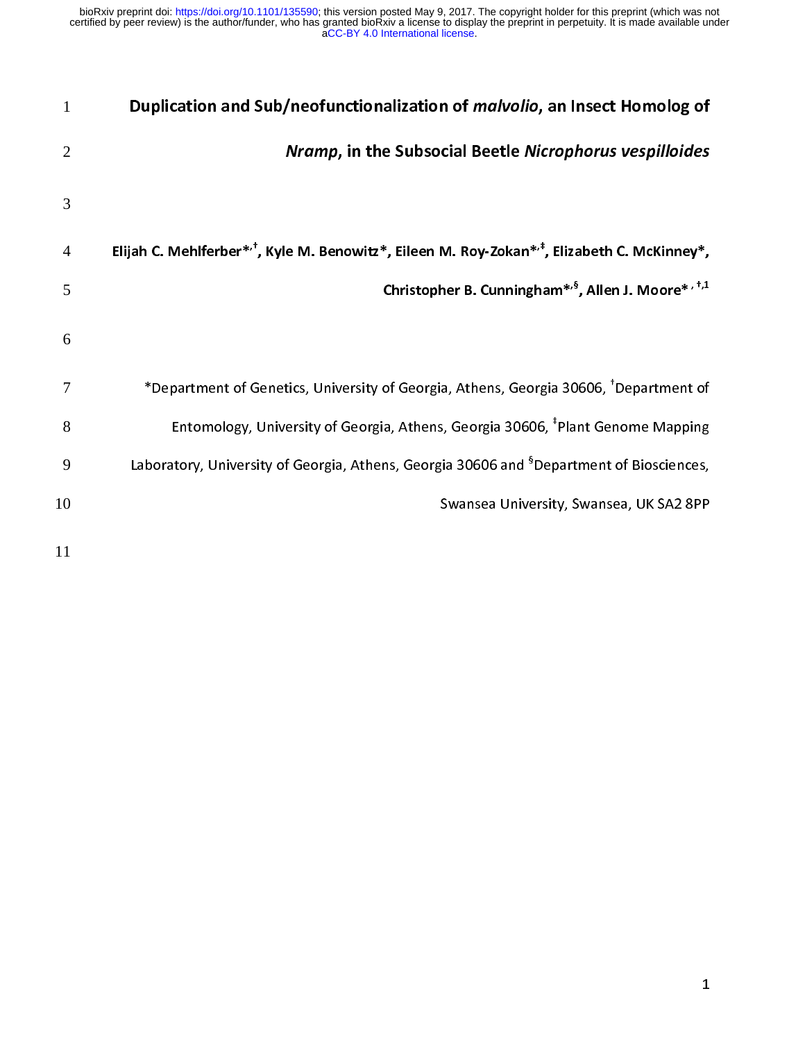# Duplication and Sub/neofunctionalization of *malvolio*, an Insect Homolog of *Nramp*, in the Subsocial Beetle *Nicrophorus vespilloides*

**Elijah C. Mehlferber*[,†], Kyle M. Benowitz*, Eileen M. Roy-Zokan*[,‡], Elizabeth C. McKinney*, Christopher B. Cunningham*[,§], Allen J. Moore*[,†,1]**

*Department of Genetics, University of Georgia, Athens, Georgia 30606, [†]Department of Entomology, University of Georgia, Athens, Georgia 30606, [‡]Plant Genome Mapping Laboratory, University of Georgia, Athens, Georgia 30606 and [§]Department of Biosciences, Swansea University, Swansea, UK SA2 8PP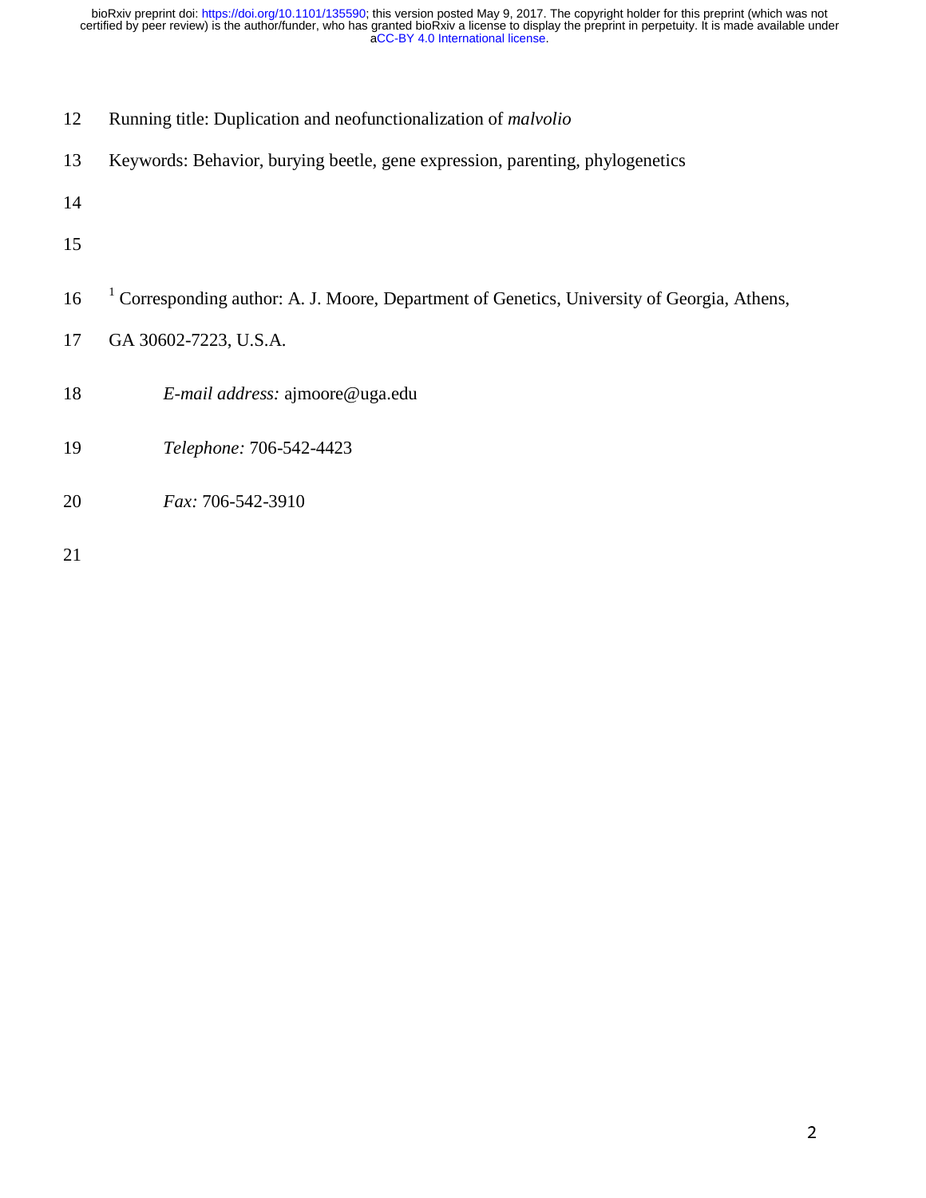Running title: Duplication and neofunctionalization of *malvolio*

Keywords: Behavior, burying beetle, gene expression, parenting, phylogenetics

[1] Corresponding author: A. J. Moore, Department of Genetics, University of Georgia, Athens, GA 30602-7223, U.S.A.

*E-mail address:* ajmoore@uga.edu

*Telephone:* 706-542-4423

*Fax:* 706-542-3910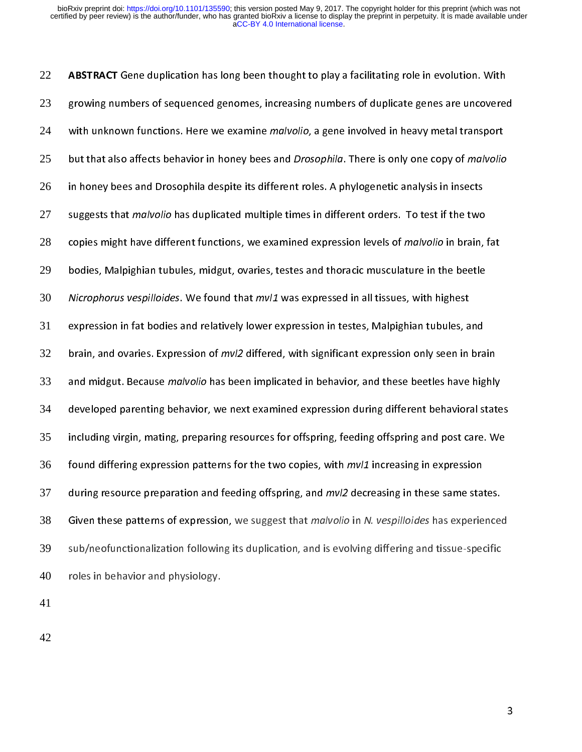**ABSTRACT** Gene duplication has long been thought to play a facilitating role in evolution. With growing numbers of sequenced genomes, increasing numbers of duplicate genes are uncovered with unknown functions. Here we examine *malvolio*, a gene involved in heavy metal transport but that also affects behavior in honey bees and *Drosophila*. There is only one copy of *malvolio* in honey bees and Drosophila despite its different roles. A phylogenetic analysis in insects suggests that *malvolio* has duplicated multiple times in different orders. To test if the two copies might have different functions, we examined expression levels of *malvolio* in brain, fat bodies, Malpighian tubules, midgut, ovaries, testes and thoracic musculature in the beetle *Nicrophorus vespilloides*. We found that *mvl1* was expressed in all tissues, with highest expression in fat bodies and relatively lower expression in testes, Malpighian tubules, and brain, and ovaries. Expression of *mvl2* differed, with significant expression only seen in brain and midgut. Because *malvolio* has been implicated in behavior, and these beetles have highly developed parenting behavior, we next examined expression during different behavioral states including virgin, mating, preparing resources for offspring, feeding offspring and post care. We found differing expression patterns for the two copies, with *mvl1* increasing in expression during resource preparation and feeding offspring, and *mvl2* decreasing in these same states. Given these patterns of expression, we suggest that *malvolio* in *N. vespilloides* has experienced sub/neofunctionalization following its duplication, and is evolving differing and tissue-specific roles in behavior and physiology.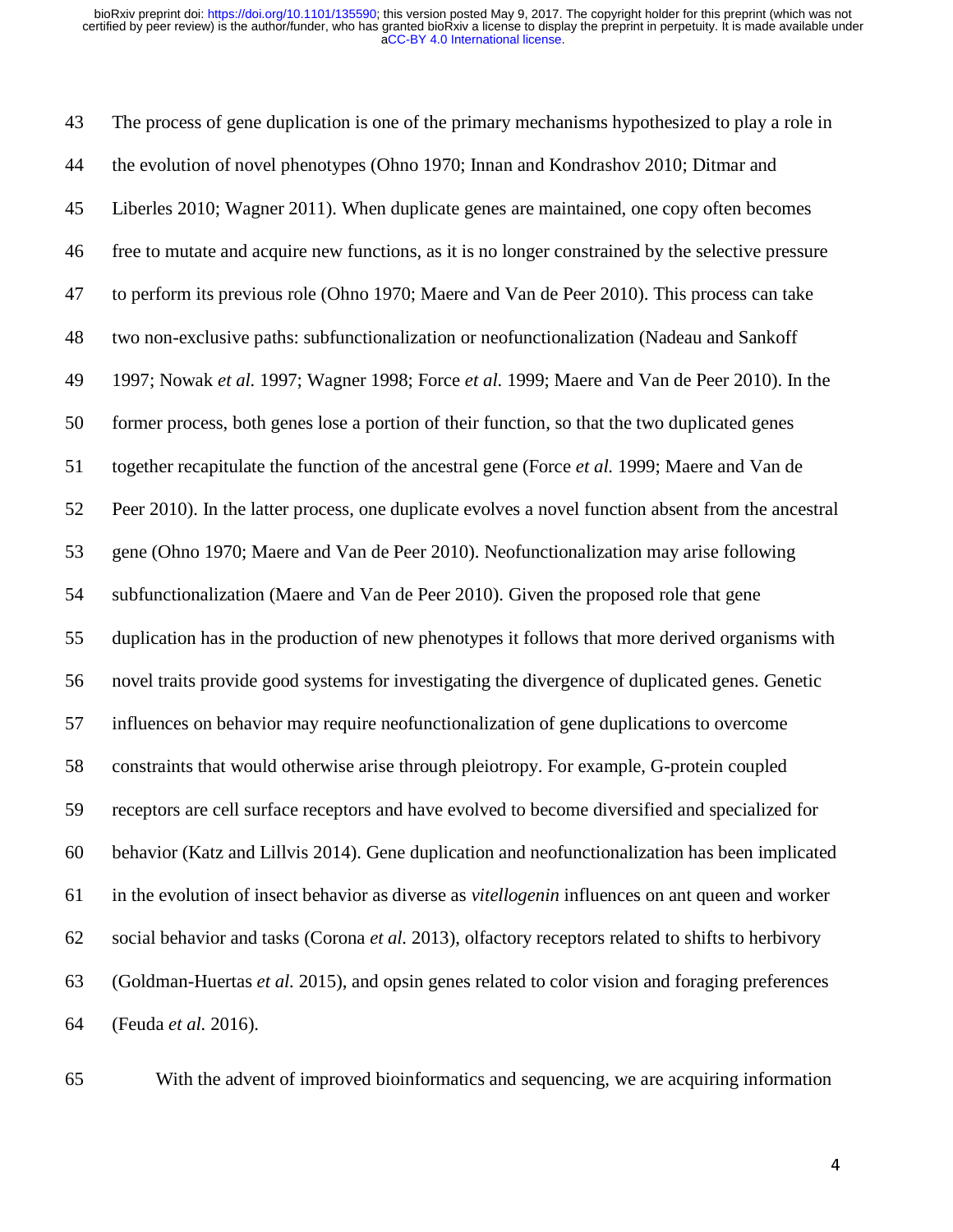The process of gene duplication is one of the primary mechanisms hypothesized to play a role in the evolution of novel phenotypes (Ohno 1970; Innan and Kondrashov 2010; Ditmar and Liberles 2010; Wagner 2011). When duplicate genes are maintained, one copy often becomes free to mutate and acquire new functions, as it is no longer constrained by the selective pressure to perform its previous role (Ohno 1970; Maere and Van de Peer 2010). This process can take two non-exclusive paths: subfunctionalization or neofunctionalization (Nadeau and Sankoff 1997; Nowak *et al.* 1997; Wagner 1998; Force *et al.* 1999; Maere and Van de Peer 2010). In the former process, both genes lose a portion of their function, so that the two duplicated genes together recapitulate the function of the ancestral gene (Force *et al.* 1999; Maere and Van de Peer 2010). In the latter process, one duplicate evolves a novel function absent from the ancestral gene (Ohno 1970; Maere and Van de Peer 2010). Neofunctionalization may arise following subfunctionalization (Maere and Van de Peer 2010). Given the proposed role that gene duplication has in the production of new phenotypes it follows that more derived organisms with novel traits provide good systems for investigating the divergence of duplicated genes. Genetic influences on behavior may require neofunctionalization of gene duplications to overcome constraints that would otherwise arise through pleiotropy. For example, G-protein coupled receptors are cell surface receptors and have evolved to become diversified and specialized for behavior (Katz and Lillvis 2014). Gene duplication and neofunctionalization has been implicated in the evolution of insect behavior as diverse as *vitellogenin* influences on ant queen and worker social behavior and tasks (Corona *et al.* 2013), olfactory receptors related to shifts to herbivory (Goldman-Huertas *et al.* 2015), and opsin genes related to color vision and foraging preferences (Feuda *et al.* 2016).

With the advent of improved bioinformatics and sequencing, we are acquiring information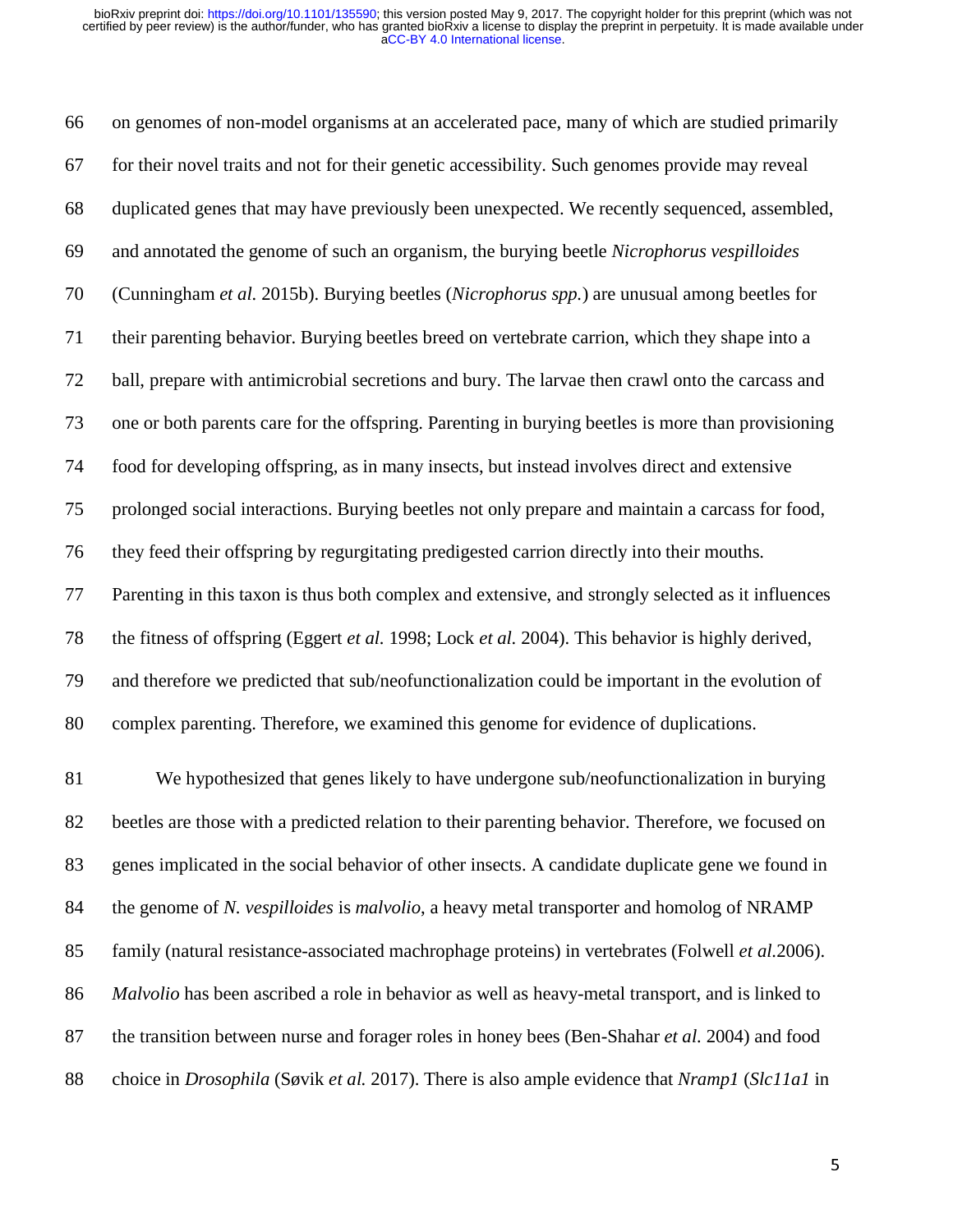on genomes of non-model organisms at an accelerated pace, many of which are studied primarily for their novel traits and not for their genetic accessibility. Such genomes provide may reveal duplicated genes that may have previously been unexpected. We recently sequenced, assembled, and annotated the genome of such an organism, the burying beetle *Nicrophorus vespilloides* (Cunningham *et al.* 2015b). Burying beetles (*Nicrophorus spp.*) are unusual among beetles for their parenting behavior. Burying beetles breed on vertebrate carrion, which they shape into a ball, prepare with antimicrobial secretions and bury. The larvae then crawl onto the carcass and one or both parents care for the offspring. Parenting in burying beetles is more than provisioning food for developing offspring, as in many insects, but instead involves direct and extensive prolonged social interactions. Burying beetles not only prepare and maintain a carcass for food, they feed their offspring by regurgitating predigested carrion directly into their mouths. Parenting in this taxon is thus both complex and extensive, and strongly selected as it influences the fitness of offspring (Eggert *et al.* 1998; Lock *et al.* 2004). This behavior is highly derived, and therefore we predicted that sub/neofunctionalization could be important in the evolution of complex parenting. Therefore, we examined this genome for evidence of duplications.

We hypothesized that genes likely to have undergone sub/neofunctionalization in burying beetles are those with a predicted relation to their parenting behavior. Therefore, we focused on genes implicated in the social behavior of other insects. A candidate duplicate gene we found in the genome of *N. vespilloides* is *malvolio*, a heavy metal transporter and homolog of NRAMP family (natural resistance-associated machrophage proteins) in vertebrates (Folwell *et al.*2006). *Malvolio* has been ascribed a role in behavior as well as heavy-metal transport, and is linked to the transition between nurse and forager roles in honey bees (Ben-Shahar *et al.* 2004) and food choice in *Drosophila* (Søvik *et al.* 2017). There is also ample evidence that *Nramp1* (*Slc11a1* in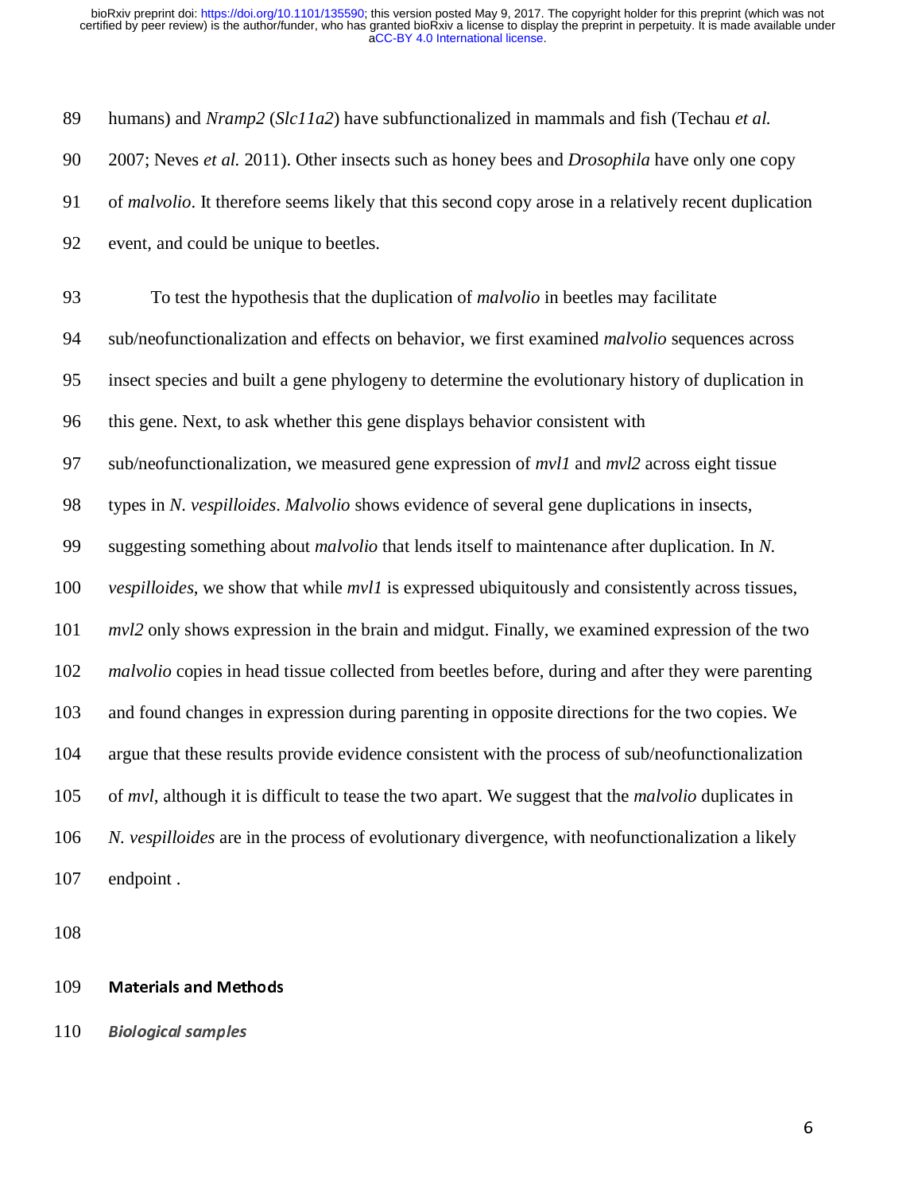humans) and *Nramp2* (*Slc11a2*) have subfunctionalized in mammals and fish (Techau *et al.* 2007; Neves *et al.* 2011). Other insects such as honey bees and *Drosophila* have only one copy of *malvolio*. It therefore seems likely that this second copy arose in a relatively recent duplication event, and could be unique to beetles.

To test the hypothesis that the duplication of *malvolio* in beetles may facilitate sub/neofunctionalization and effects on behavior, we first examined *malvolio* sequences across insect species and built a gene phylogeny to determine the evolutionary history of duplication in this gene. Next, to ask whether this gene displays behavior consistent with sub/neofunctionalization, we measured gene expression of *mvl1* and *mvl2* across eight tissue types in *N. vespilloides*. *Malvolio* shows evidence of several gene duplications in insects, suggesting something about *malvolio* that lends itself to maintenance after duplication. In *N. vespilloides*, we show that while *mvl1* is expressed ubiquitously and consistently across tissues, *mvl2* only shows expression in the brain and midgut. Finally, we examined expression of the two *malvolio* copies in head tissue collected from beetles before, during and after they were parenting and found changes in expression during parenting in opposite directions for the two copies. We argue that these results provide evidence consistent with the process of sub/neofunctionalization of *mvl*, although it is difficult to tease the two apart. We suggest that the *malvolio* duplicates in *N. vespilloides* are in the process of evolutionary divergence, with neofunctionalization a likely endpoint .

## Materials and Methods

### *Biological samples*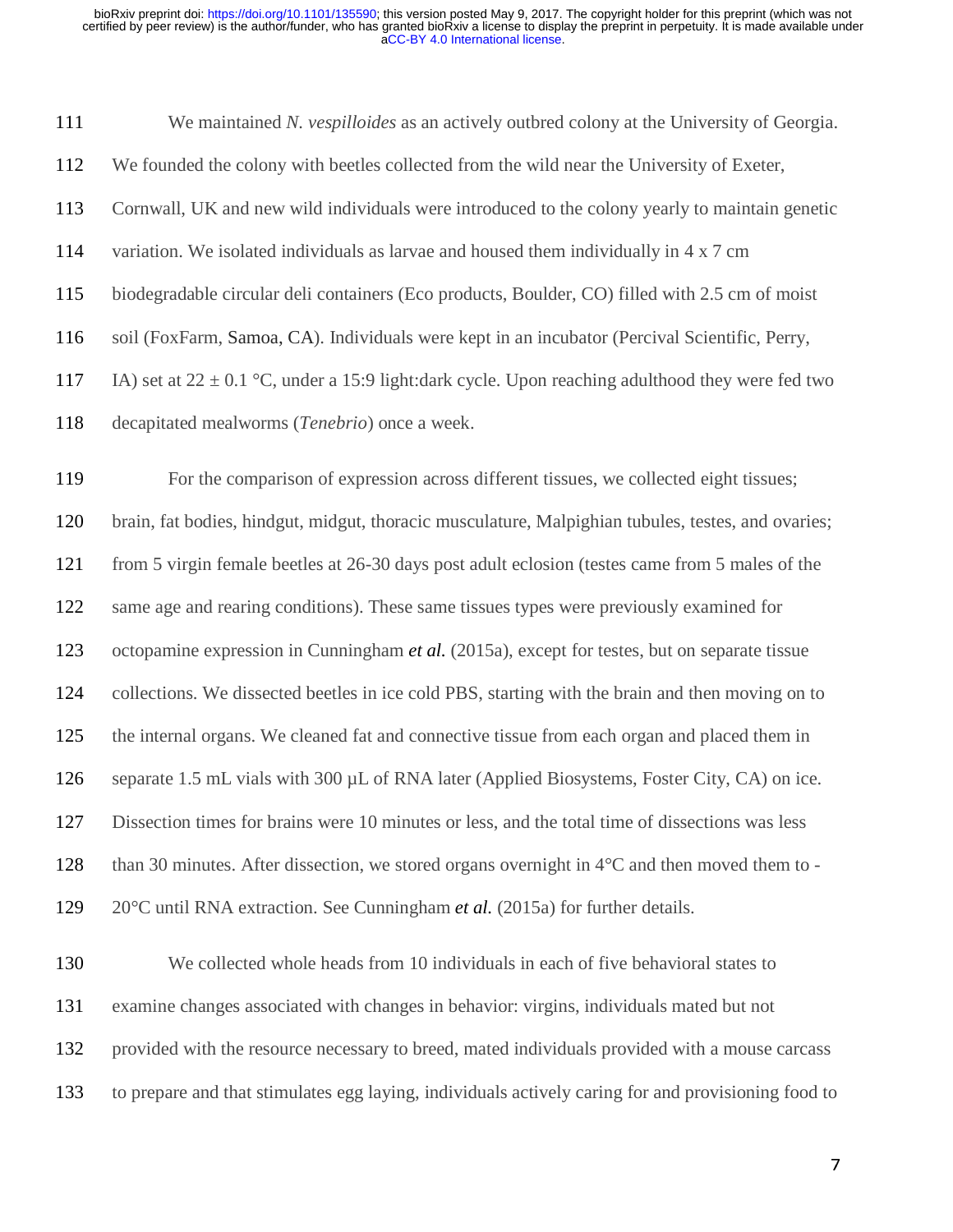We maintained *N. vespilloides* as an actively outbred colony at the University of Georgia. We founded the colony with beetles collected from the wild near the University of Exeter, Cornwall, UK and new wild individuals were introduced to the colony yearly to maintain genetic variation. We isolated individuals as larvae and housed them individually in 4 x 7 cm biodegradable circular deli containers (Eco products, Boulder, CO) filled with 2.5 cm of moist soil (FoxFarm, Samoa, CA). Individuals were kept in an incubator (Percival Scientific, Perry, IA) set at 22 ± 0.1 °C, under a 15:9 light:dark cycle. Upon reaching adulthood they were fed two decapitated mealworms (*Tenebrio*) once a week.

For the comparison of expression across different tissues, we collected eight tissues; brain, fat bodies, hindgut, midgut, thoracic musculature, Malpighian tubules, testes, and ovaries; from 5 virgin female beetles at 26-30 days post adult eclosion (testes came from 5 males of the same age and rearing conditions). These same tissues types were previously examined for octopamine expression in Cunningham ***et al.*** (2015a), except for testes, but on separate tissue collections. We dissected beetles in ice cold PBS, starting with the brain and then moving on to the internal organs. We cleaned fat and connective tissue from each organ and placed them in separate 1.5 mL vials with 300 µL of RNA later (Applied Biosystems, Foster City, CA) on ice. Dissection times for brains were 10 minutes or less, and the total time of dissections was less than 30 minutes. After dissection, we stored organs overnight in 4°C and then moved them to -20°C until RNA extraction. See Cunningham ***et al.*** (2015a) for further details.

We collected whole heads from 10 individuals in each of five behavioral states to examine changes associated with changes in behavior: virgins, individuals mated but not provided with the resource necessary to breed, mated individuals provided with a mouse carcass to prepare and that stimulates egg laying, individuals actively caring for and provisioning food to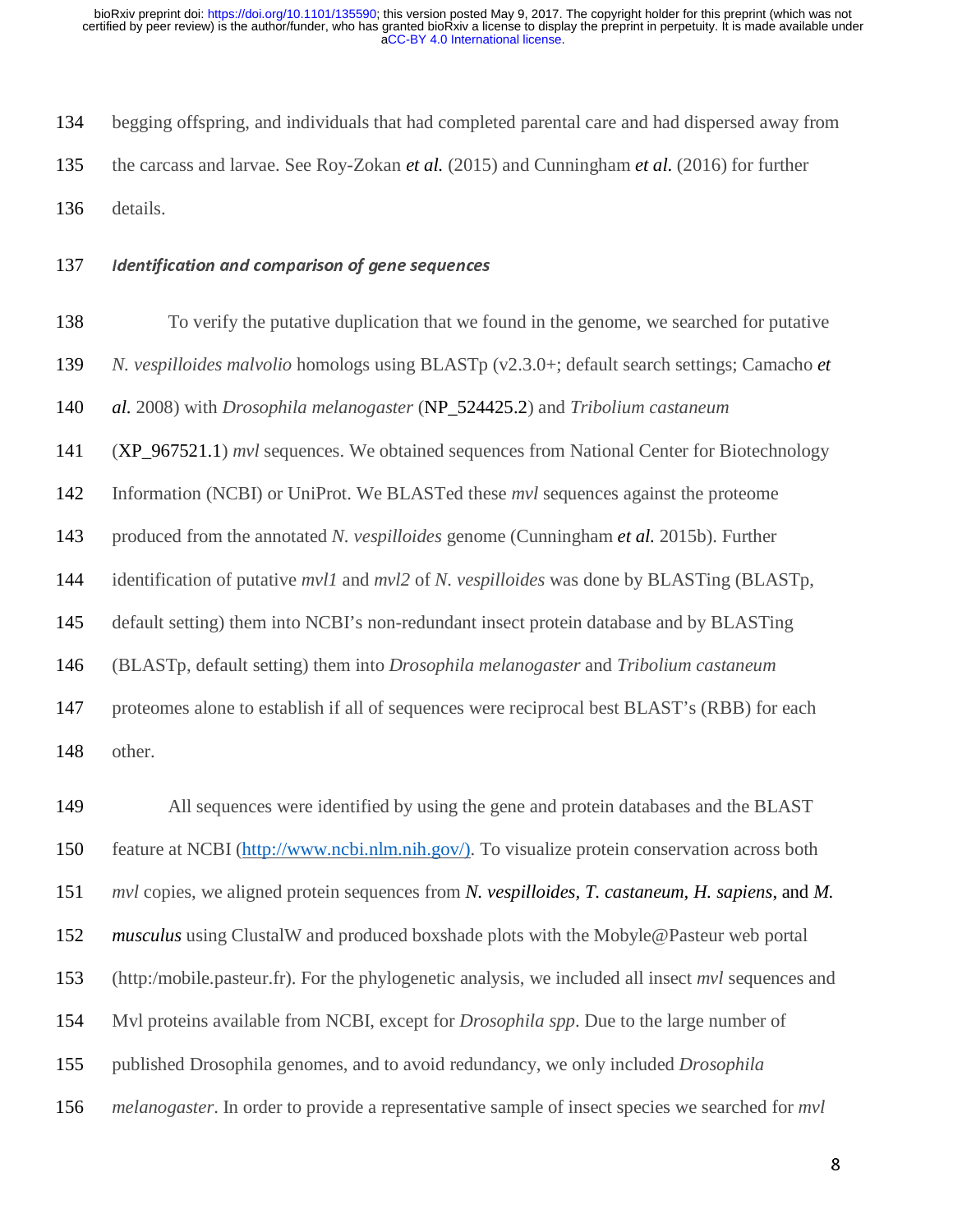begging offspring, and individuals that had completed parental care and had dispersed away from the carcass and larvae. See Roy-Zokan *et al.* (2015) and Cunningham *et al.* (2016) for further details.

### *Identification and comparison of gene sequences*

To verify the putative duplication that we found in the genome, we searched for putative *N. vespilloides malvolio* homologs using BLASTp (v2.3.0+; default search settings; Camacho *et al.* 2008) with *Drosophila melanogaster* (NP_524425.2) and *Tribolium castaneum* (XP_967521.1) *mvl* sequences. We obtained sequences from National Center for Biotechnology Information (NCBI) or UniProt. We BLASTed these *mvl* sequences against the proteome produced from the annotated *N. vespilloides* genome (Cunningham *et al.* 2015b). Further identification of putative *mvl1* and *mvl2* of *N. vespilloides* was done by BLASTing (BLASTp, default setting) them into NCBI's non-redundant insect protein database and by BLASTing (BLASTp, default setting) them into *Drosophila melanogaster* and *Tribolium castaneum* proteomes alone to establish if all of sequences were reciprocal best BLAST's (RBB) for each other.

All sequences were identified by using the gene and protein databases and the BLAST feature at NCBI (http://www.ncbi.nlm.nih.gov/). To visualize protein conservation across both *mvl* copies, we aligned protein sequences from ***N. vespilloides***, ***T. castaneum***, ***H. sapiens***, and ***M. musculus*** using ClustalW and produced boxshade plots with the Mobyle@Pasteur web portal (http:/mobile.pasteur.fr). For the phylogenetic analysis, we included all insect *mvl* sequences and Mvl proteins available from NCBI, except for *Drosophila spp*. Due to the large number of published Drosophila genomes, and to avoid redundancy, we only included *Drosophila melanogaster*. In order to provide a representative sample of insect species we searched for *mvl*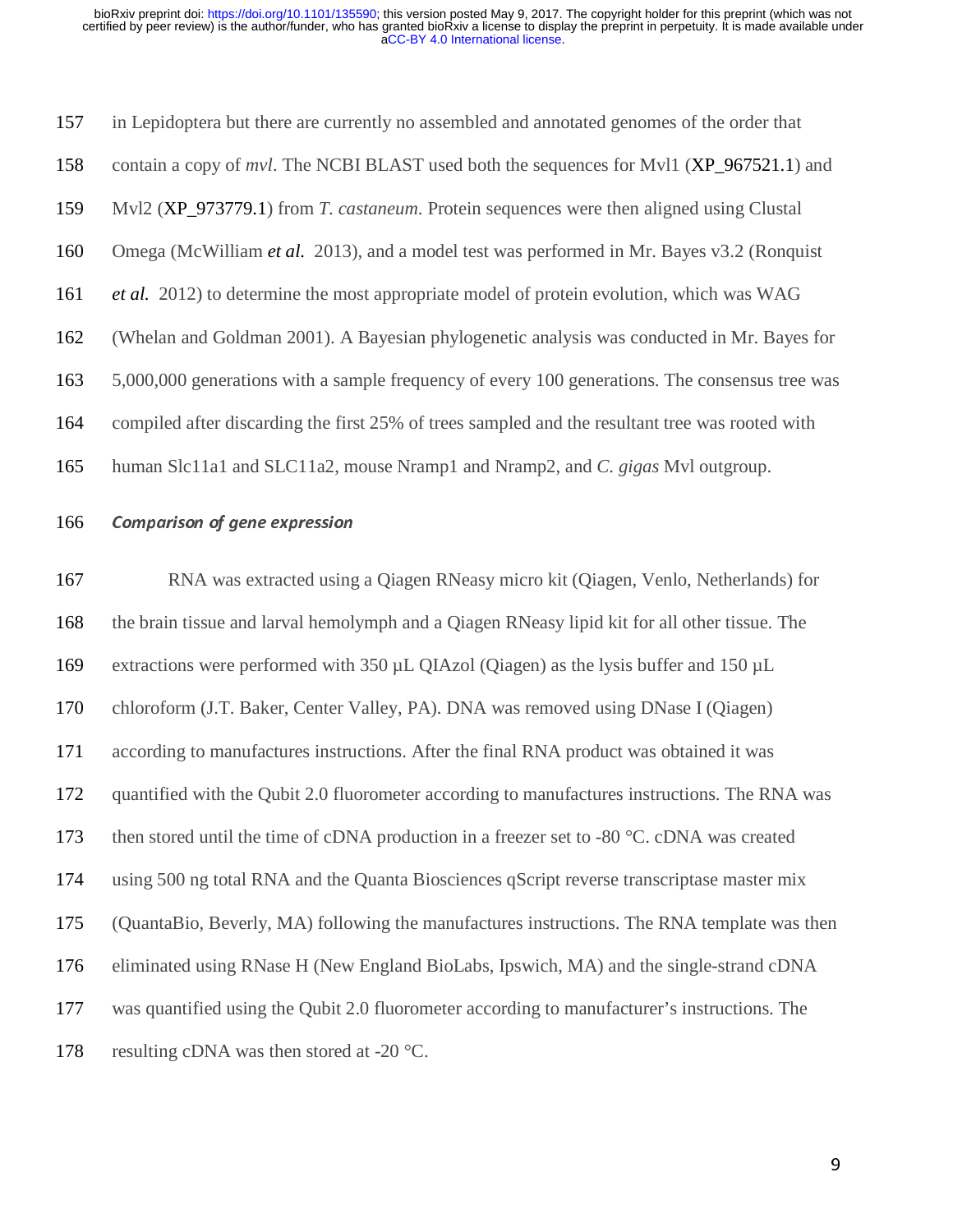in Lepidoptera but there are currently no assembled and annotated genomes of the order that contain a copy of *mvl*. The NCBI BLAST used both the sequences for Mvl1 (XP_967521.1) and Mvl2 (XP_973779.1) from *T. castaneum*. Protein sequences were then aligned using Clustal Omega (McWilliam ***et al.*** 2013), and a model test was performed in Mr. Bayes v3.2 (Ronquist ***et al.*** 2012) to determine the most appropriate model of protein evolution, which was WAG (Whelan and Goldman 2001). A Bayesian phylogenetic analysis was conducted in Mr. Bayes for 5,000,000 generations with a sample frequency of every 100 generations. The consensus tree was compiled after discarding the first 25% of trees sampled and the resultant tree was rooted with human Slc11a1 and SLC11a2, mouse Nramp1 and Nramp2, and *C. gigas* Mvl outgroup.

### *Comparison of gene expression*

RNA was extracted using a Qiagen RNeasy micro kit (Qiagen, Venlo, Netherlands) for the brain tissue and larval hemolymph and a Qiagen RNeasy lipid kit for all other tissue. The extractions were performed with 350 µL QIAzol (Qiagen) as the lysis buffer and 150 µL chloroform (J.T. Baker, Center Valley, PA). DNA was removed using DNase I (Qiagen) according to manufactures instructions. After the final RNA product was obtained it was quantified with the Qubit 2.0 fluorometer according to manufactures instructions. The RNA was then stored until the time of cDNA production in a freezer set to -80 °C. cDNA was created using 500 ng total RNA and the Quanta Biosciences qScript reverse transcriptase master mix (QuantaBio, Beverly, MA) following the manufactures instructions. The RNA template was then eliminated using RNase H (New England BioLabs, Ipswich, MA) and the single-strand cDNA was quantified using the Qubit 2.0 fluorometer according to manufacturer's instructions. The resulting cDNA was then stored at -20 °C.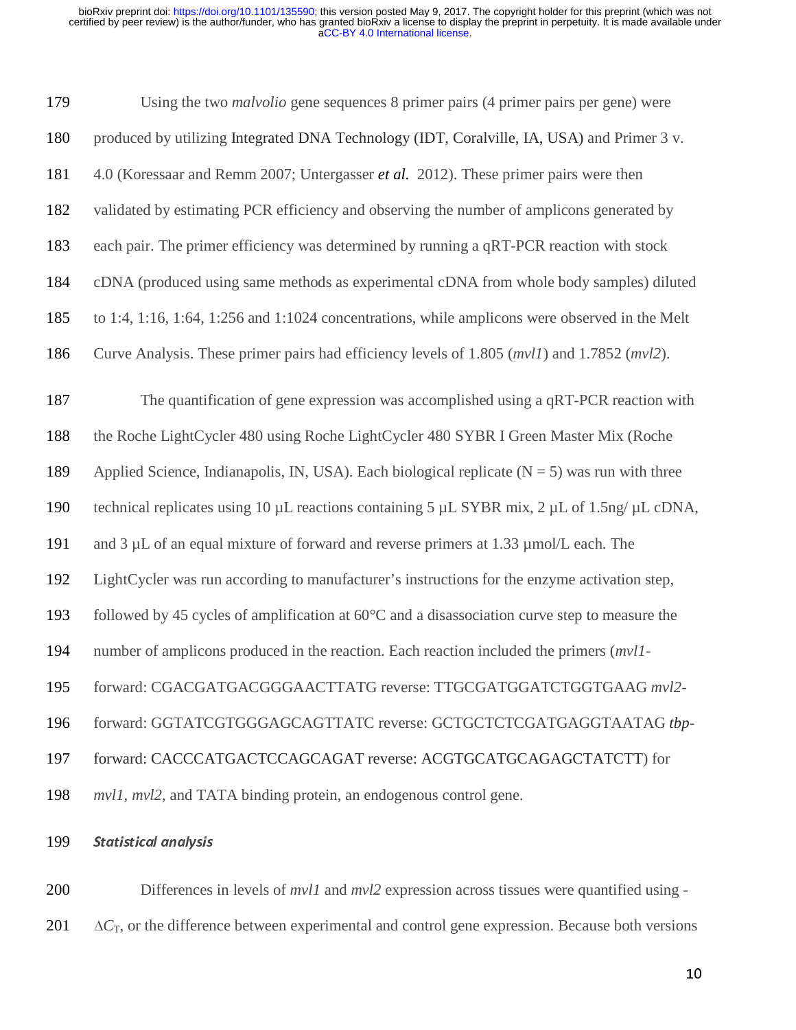Using the two *malvolio* gene sequences 8 primer pairs (4 primer pairs per gene) were produced by utilizing Integrated DNA Technology (IDT, Coralville, IA, USA) and Primer 3 v. 4.0 (Koressaar and Remm 2007; Untergasser ***et al.*** 2012). These primer pairs were then validated by estimating PCR efficiency and observing the number of amplicons generated by each pair. The primer efficiency was determined by running a qRT-PCR reaction with stock cDNA (produced using same methods as experimental cDNA from whole body samples) diluted to 1:4, 1:16, 1:64, 1:256 and 1:1024 concentrations, while amplicons were observed in the Melt Curve Analysis. These primer pairs had efficiency levels of 1.805 (*mvl1*) and 1.7852 (*mvl2*).

The quantification of gene expression was accomplished using a qRT-PCR reaction with the Roche LightCycler 480 using Roche LightCycler 480 SYBR I Green Master Mix (Roche Applied Science, Indianapolis, IN, USA). Each biological replicate (N = 5) was run with three technical replicates using 10 µL reactions containing 5 µL SYBR mix, 2 µL of 1.5ng/ µL cDNA, and 3 µL of an equal mixture of forward and reverse primers at 1.33 µmol/L each. The LightCycler was run according to manufacturer's instructions for the enzyme activation step, followed by 45 cycles of amplification at 60°C and a disassociation curve step to measure the number of amplicons produced in the reaction. Each reaction included the primers (*mvl1*-forward: CGACGATGACGGGAACTTATG reverse: TTGCGATGGATCTGGTGAAG *mvl2*-forward: GGTATCGTGGGAGCAGTTATC reverse: GCTGCTCTCGATGAGGTAATAG ***tbp***-forward: CACCCATGACTCCAGCAGAT reverse: ACGTGCATGCAGAGCTATCTT) for *mvl1*, *mvl2*, and TATA binding protein, an endogenous control gene.

***Statistical analysis***

Differences in levels of *mvl1* and *mvl2* expression across tissues were quantified using -$\Delta C_T$, or the difference between experimental and control gene expression. Because both versions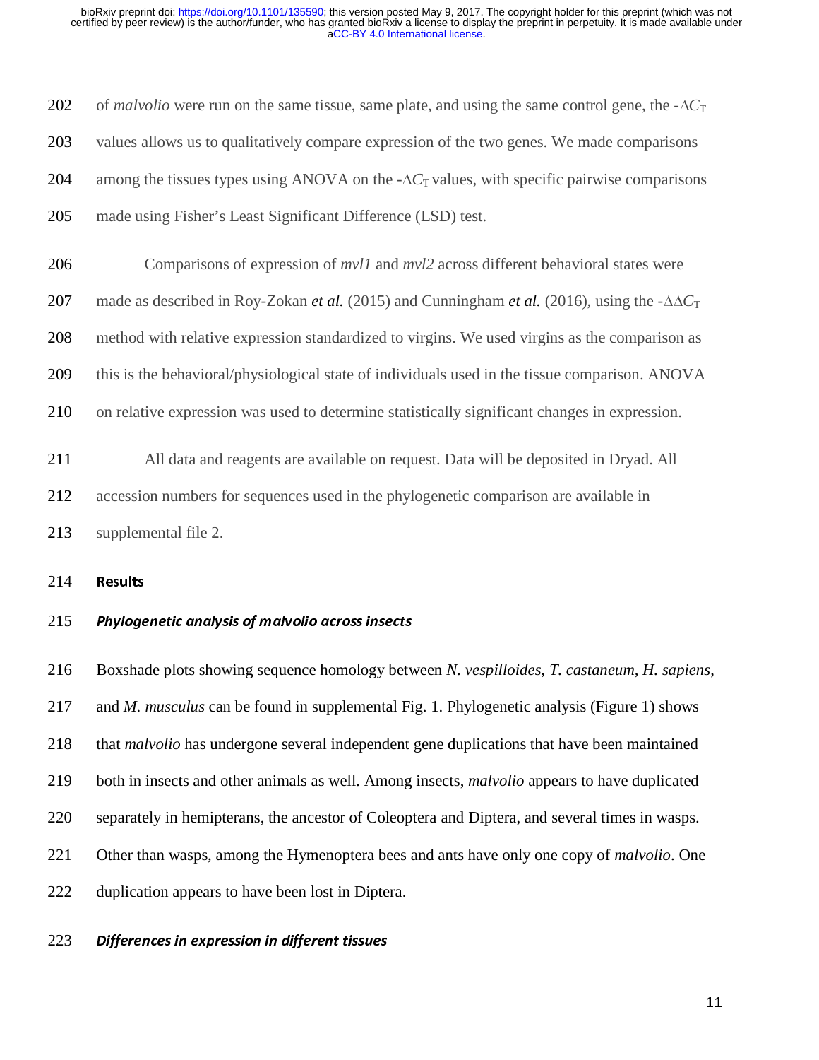of *malvolio* were run on the same tissue, same plate, and using the same control gene, the -$\Delta C_T$ values allows us to qualitatively compare expression of the two genes. We made comparisons among the tissues types using ANOVA on the -$\Delta C_T$ values, with specific pairwise comparisons made using Fisher's Least Significant Difference (LSD) test.

Comparisons of expression of *mvl1* and *mvl2* across different behavioral states were made as described in Roy-Zokan ***et al.*** (2015) and Cunningham ***et al.*** (2016), using the -$\Delta\Delta C_T$ method with relative expression standardized to virgins. We used virgins as the comparison as this is the behavioral/physiological state of individuals used in the tissue comparison. ANOVA on relative expression was used to determine statistically significant changes in expression.

All data and reagents are available on request. Data will be deposited in Dryad. All accession numbers for sequences used in the phylogenetic comparison are available in supplemental file 2.

## Results

### *Phylogenetic analysis of malvolio across insects*

Boxshade plots showing sequence homology between *N. vespilloides*, *T. castaneum*, *H. sapiens*, and *M. musculus* can be found in supplemental Fig. 1. Phylogenetic analysis (Figure 1) shows that *malvolio* has undergone several independent gene duplications that have been maintained both in insects and other animals as well. Among insects, *malvolio* appears to have duplicated separately in hemipterans, the ancestor of Coleoptera and Diptera, and several times in wasps. Other than wasps, among the Hymenoptera bees and ants have only one copy of *malvolio*. One duplication appears to have been lost in Diptera.

### *Differences in expression in different tissues*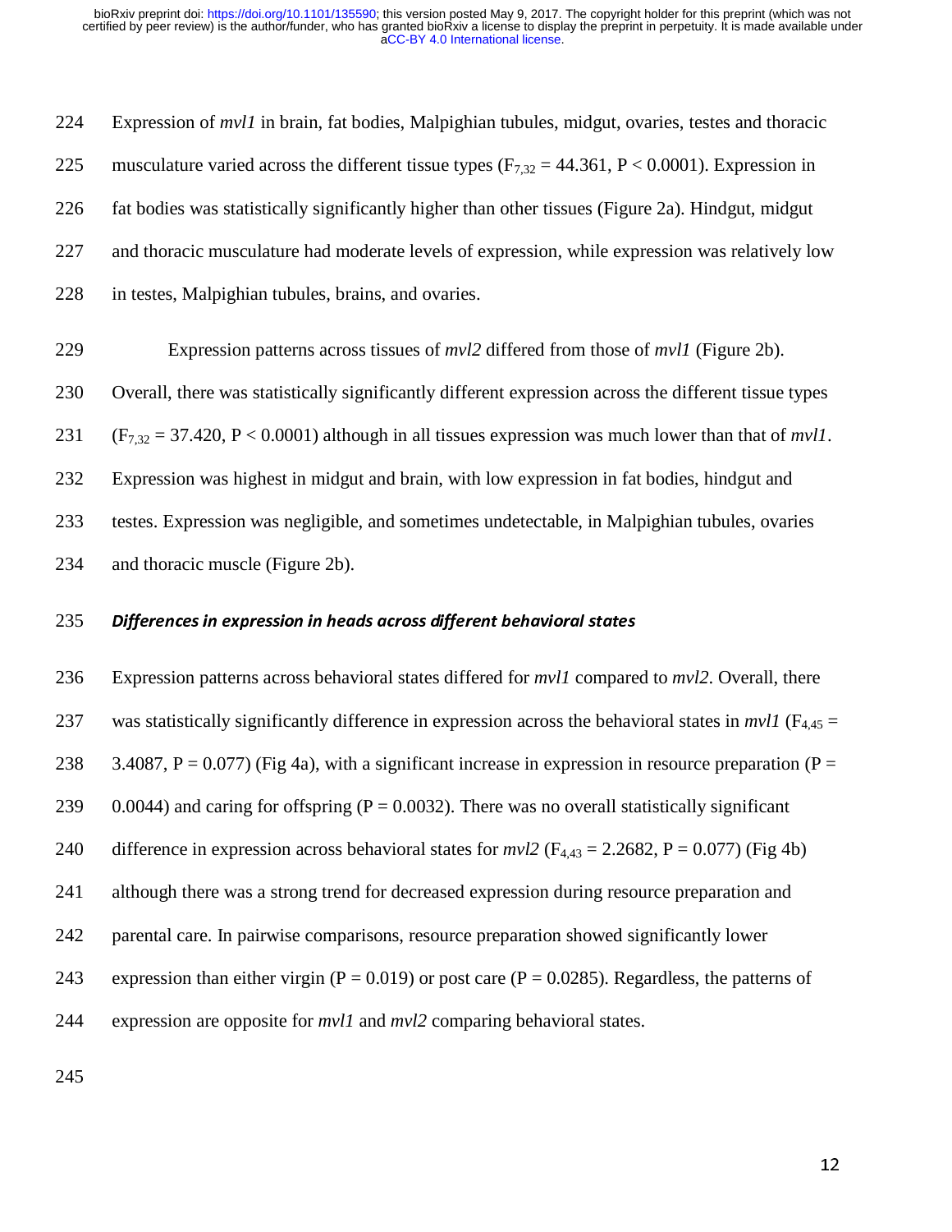Expression of *mvl1* in brain, fat bodies, Malpighian tubules, midgut, ovaries, testes and thoracic musculature varied across the different tissue types ($F_{7,32} = 44.361$, $P < 0.0001$). Expression in fat bodies was statistically significantly higher than other tissues (Figure 2a). Hindgut, midgut and thoracic musculature had moderate levels of expression, while expression was relatively low in testes, Malpighian tubules, brains, and ovaries.

Expression patterns across tissues of *mvl2* differed from those of *mvl1* (Figure 2b). Overall, there was statistically significantly different expression across the different tissue types ($F_{7,32} = 37.420$, $P < 0.0001$) although in all tissues expression was much lower than that of *mvl1*. Expression was highest in midgut and brain, with low expression in fat bodies, hindgut and testes. Expression was negligible, and sometimes undetectable, in Malpighian tubules, ovaries and thoracic muscle (Figure 2b).

### *Differences in expression in heads across different behavioral states*

Expression patterns across behavioral states differed for *mvl1* compared to *mvl2*. Overall, there was statistically significantly difference in expression across the behavioral states in *mvl1* ($F_{4,45} = 3.4087$, $P = 0.077$) (Fig 4a), with a significant increase in expression in resource preparation ($P = 0.0044$) and caring for offspring ($P = 0.0032$). There was no overall statistically significant difference in expression across behavioral states for *mvl2* ($F_{4,43} = 2.2682$, $P = 0.077$) (Fig 4b) although there was a strong trend for decreased expression during resource preparation and parental care. In pairwise comparisons, resource preparation showed significantly lower expression than either virgin ($P = 0.019$) or post care ($P = 0.0285$). Regardless, the patterns of expression are opposite for *mvl1* and *mvl2* comparing behavioral states.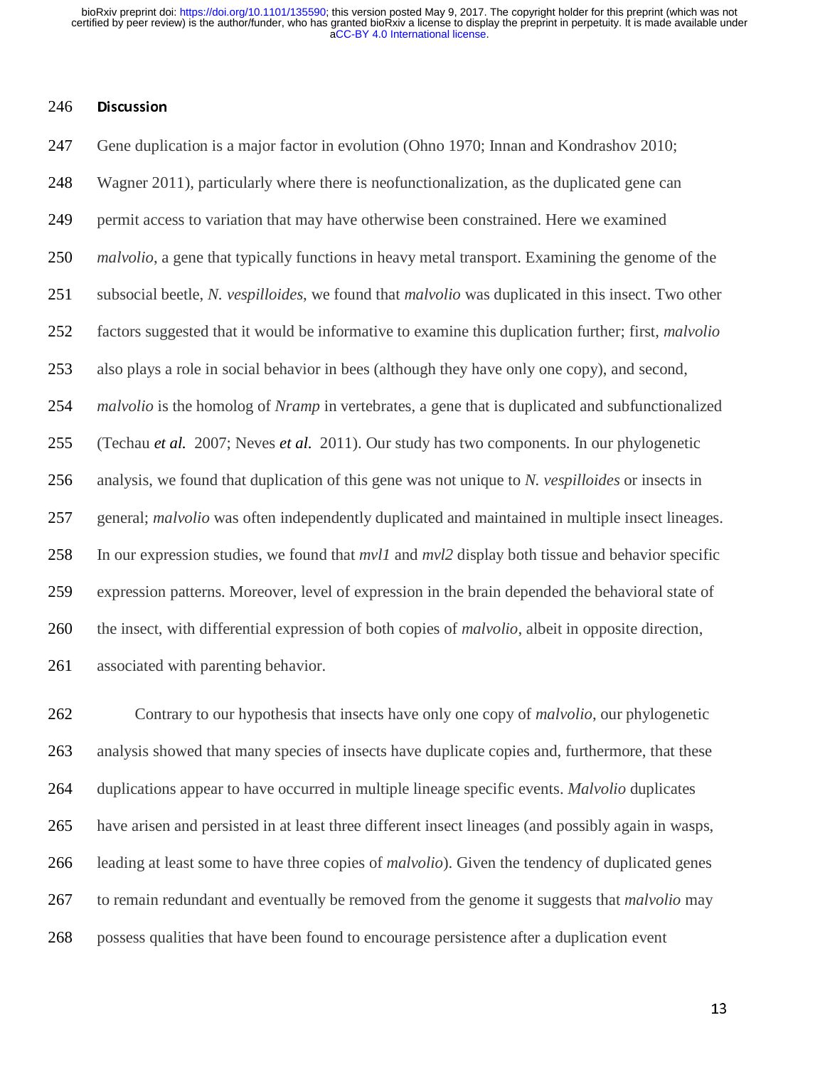## Discussion

Gene duplication is a major factor in evolution (Ohno 1970; Innan and Kondrashov 2010; Wagner 2011), particularly where there is neofunctionalization, as the duplicated gene can permit access to variation that may have otherwise been constrained. Here we examined *malvolio*, a gene that typically functions in heavy metal transport. Examining the genome of the subsocial beetle, *N. vespilloides*, we found that *malvolio* was duplicated in this insect. Two other factors suggested that it would be informative to examine this duplication further; first, *malvolio* also plays a role in social behavior in bees (although they have only one copy), and second, *malvolio* is the homolog of *Nramp* in vertebrates, a gene that is duplicated and subfunctionalized (Techau ***et al.*** 2007; Neves ***et al.*** 2011). Our study has two components. In our phylogenetic analysis, we found that duplication of this gene was not unique to *N. vespilloides* or insects in general; *malvolio* was often independently duplicated and maintained in multiple insect lineages. In our expression studies, we found that *mvl1* and *mvl2* display both tissue and behavior specific expression patterns. Moreover, level of expression in the brain depended the behavioral state of the insect, with differential expression of both copies of *malvolio*, albeit in opposite direction, associated with parenting behavior.

Contrary to our hypothesis that insects have only one copy of *malvolio*, our phylogenetic analysis showed that many species of insects have duplicate copies and, furthermore, that these duplications appear to have occurred in multiple lineage specific events. *Malvolio* duplicates have arisen and persisted in at least three different insect lineages (and possibly again in wasps, leading at least some to have three copies of *malvolio*). Given the tendency of duplicated genes to remain redundant and eventually be removed from the genome it suggests that *malvolio* may possess qualities that have been found to encourage persistence after a duplication event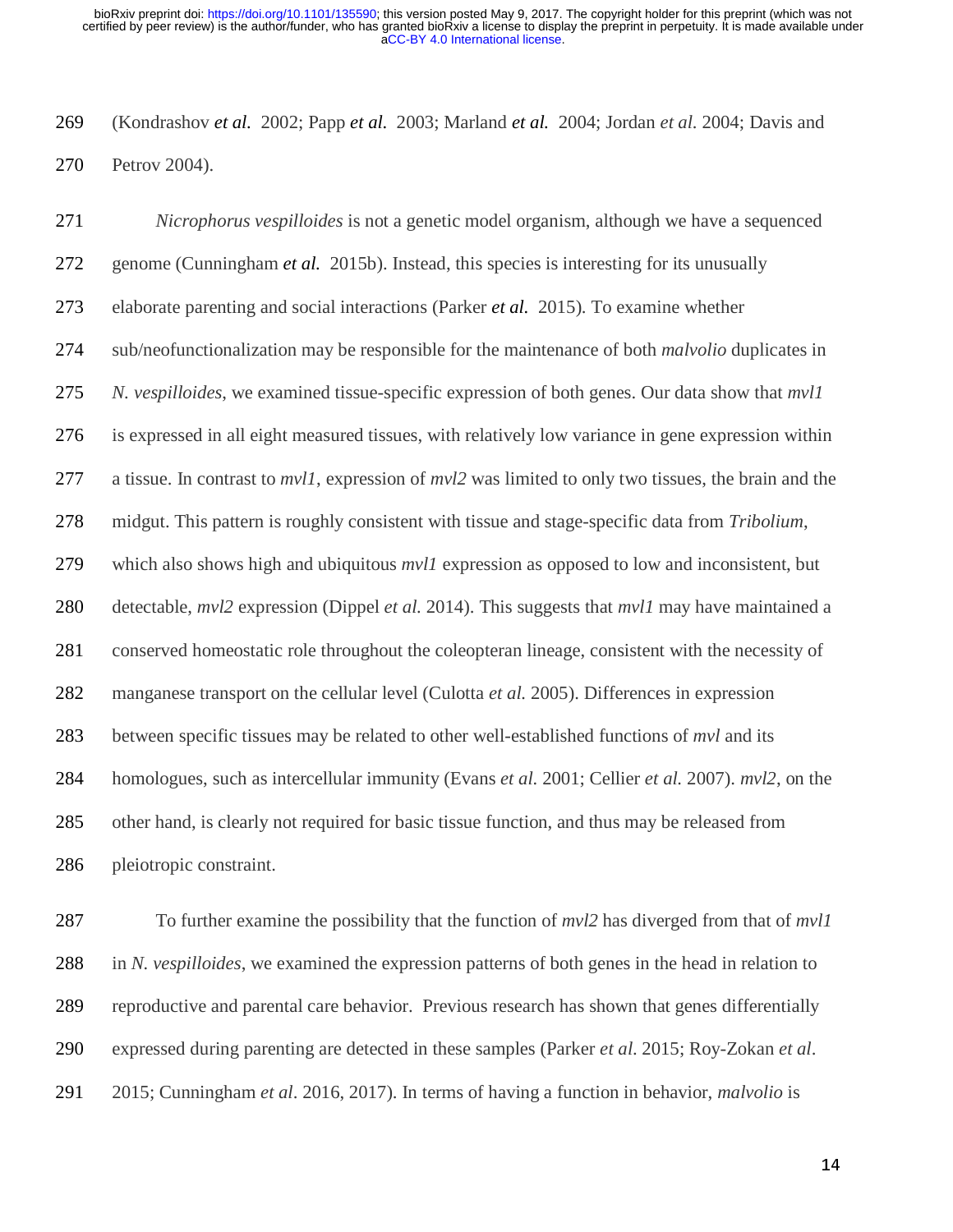(Kondrashov *et al.* 2002; Papp *et al.* 2003; Marland *et al.* 2004; Jordan *et al.* 2004; Davis and Petrov 2004).

*Nicrophorus vespilloides* is not a genetic model organism, although we have a sequenced genome (Cunningham *et al.* 2015b). Instead, this species is interesting for its unusually elaborate parenting and social interactions (Parker *et al.* 2015). To examine whether sub/neofunctionalization may be responsible for the maintenance of both *malvolio* duplicates in *N. vespilloides*, we examined tissue-specific expression of both genes. Our data show that *mvl1* is expressed in all eight measured tissues, with relatively low variance in gene expression within a tissue. In contrast to *mvl1*, expression of *mvl2* was limited to only two tissues, the brain and the midgut. This pattern is roughly consistent with tissue and stage-specific data from *Tribolium*, which also shows high and ubiquitous *mvl1* expression as opposed to low and inconsistent, but detectable, *mvl2* expression (Dippel *et al.* 2014). This suggests that *mvl1* may have maintained a conserved homeostatic role throughout the coleopteran lineage, consistent with the necessity of manganese transport on the cellular level (Culotta *et al.* 2005). Differences in expression between specific tissues may be related to other well-established functions of *mvl* and its homologues, such as intercellular immunity (Evans *et al.* 2001; Cellier *et al.* 2007). *mvl2*, on the other hand, is clearly not required for basic tissue function, and thus may be released from pleiotropic constraint.

To further examine the possibility that the function of *mvl2* has diverged from that of *mvl1* in *N. vespilloides*, we examined the expression patterns of both genes in the head in relation to reproductive and parental care behavior. Previous research has shown that genes differentially expressed during parenting are detected in these samples (Parker *et al*. 2015; Roy-Zokan *et al*. 2015; Cunningham *et al*. 2016, 2017). In terms of having a function in behavior, *malvolio* is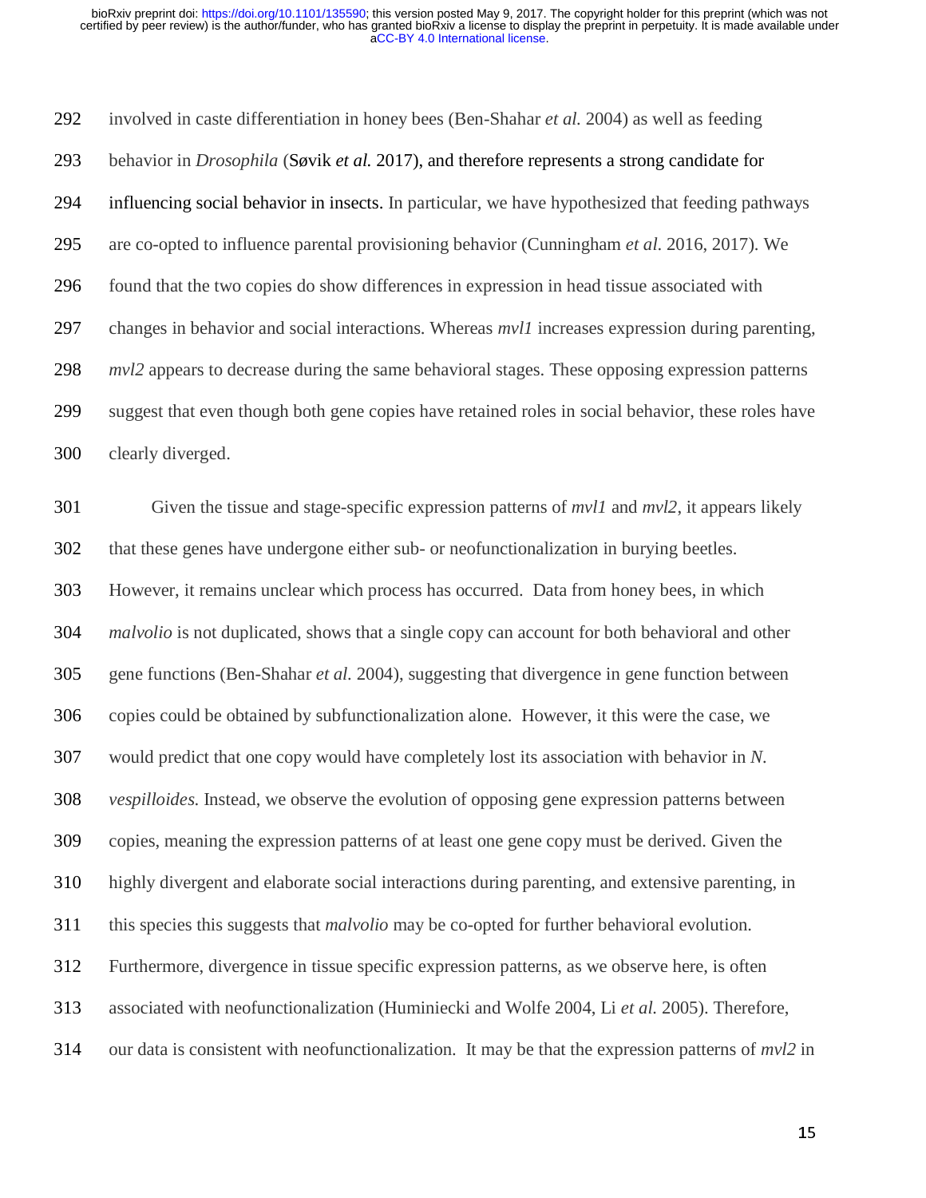involved in caste differentiation in honey bees (Ben-Shahar *et al.* 2004) as well as feeding behavior in *Drosophila* (Søvik *et al.* 2017), and therefore represents a strong candidate for influencing social behavior in insects. In particular, we have hypothesized that feeding pathways are co-opted to influence parental provisioning behavior (Cunningham *et al*. 2016, 2017). We found that the two copies do show differences in expression in head tissue associated with changes in behavior and social interactions. Whereas *mvl1* increases expression during parenting, *mvl2* appears to decrease during the same behavioral stages. These opposing expression patterns suggest that even though both gene copies have retained roles in social behavior, these roles have clearly diverged.

Given the tissue and stage-specific expression patterns of *mvl1* and *mvl2*, it appears likely that these genes have undergone either sub- or neofunctionalization in burying beetles. However, it remains unclear which process has occurred. Data from honey bees, in which *malvolio* is not duplicated, shows that a single copy can account for both behavioral and other gene functions (Ben-Shahar *et al.* 2004), suggesting that divergence in gene function between copies could be obtained by subfunctionalization alone. However, it this were the case, we would predict that one copy would have completely lost its association with behavior in *N. vespilloides.* Instead, we observe the evolution of opposing gene expression patterns between copies, meaning the expression patterns of at least one gene copy must be derived. Given the highly divergent and elaborate social interactions during parenting, and extensive parenting, in this species this suggests that *malvolio* may be co-opted for further behavioral evolution. Furthermore, divergence in tissue specific expression patterns, as we observe here, is often associated with neofunctionalization (Huminiecki and Wolfe 2004, Li *et al.* 2005). Therefore, our data is consistent with neofunctionalization. It may be that the expression patterns of *mvl2* in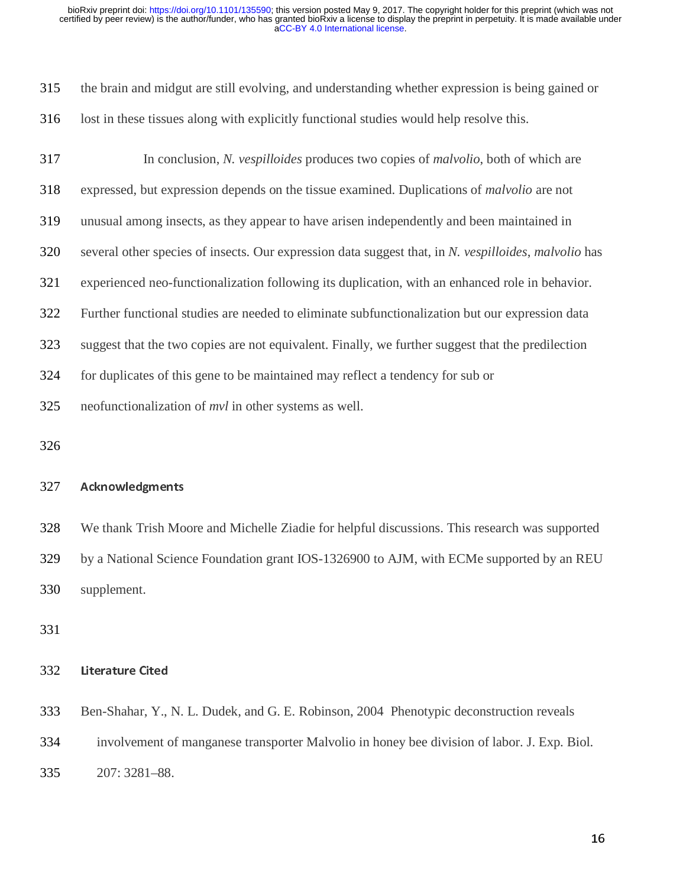the brain and midgut are still evolving, and understanding whether expression is being gained or lost in these tissues along with explicitly functional studies would help resolve this.

In conclusion, *N. vespilloides* produces two copies of *malvolio*, both of which are expressed, but expression depends on the tissue examined. Duplications of *malvolio* are not unusual among insects, as they appear to have arisen independently and been maintained in several other species of insects. Our expression data suggest that, in *N. vespilloides*, *malvolio* has experienced neo-functionalization following its duplication, with an enhanced role in behavior. Further functional studies are needed to eliminate subfunctionalization but our expression data suggest that the two copies are not equivalent. Finally, we further suggest that the predilection for duplicates of this gene to be maintained may reflect a tendency for sub or neofunctionalization of *mvl* in other systems as well.

## Acknowledgments

We thank Trish Moore and Michelle Ziadie for helpful discussions. This research was supported by a National Science Foundation grant IOS-1326900 to AJM, with ECMe supported by an REU supplement.

## Literature Cited

Ben-Shahar, Y., N. L. Dudek, and G. E. Robinson, 2004 Phenotypic deconstruction reveals involvement of manganese transporter Malvolio in honey bee division of labor. J. Exp. Biol. 207: 3281–88.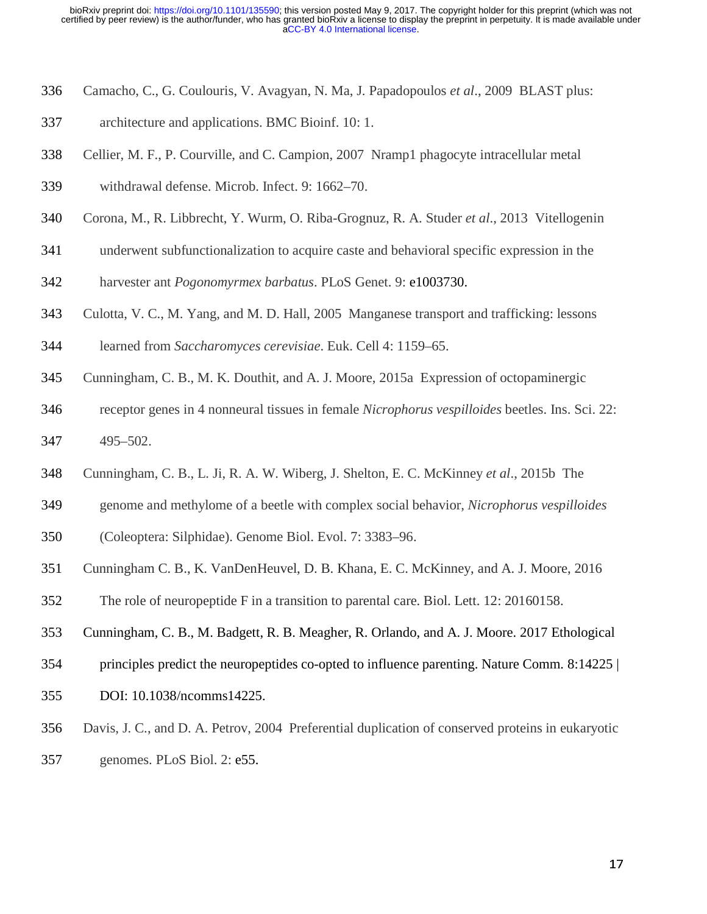Camacho, C., G. Coulouris, V. Avagyan, N. Ma, J. Papadopoulos *et al*., 2009 BLAST plus: architecture and applications. BMC Bioinf. 10: 1.

Cellier, M. F., P. Courville, and C. Campion, 2007 Nramp1 phagocyte intracellular metal withdrawal defense. Microb. Infect. 9: 1662–70.

Corona, M., R. Libbrecht, Y. Wurm, O. Riba-Grognuz, R. A. Studer *et al*., 2013 Vitellogenin underwent subfunctionalization to acquire caste and behavioral specific expression in the harvester ant *Pogonomyrmex barbatus*. PLoS Genet. 9: e1003730.

Culotta, V. C., M. Yang, and M. D. Hall, 2005 Manganese transport and trafficking: lessons learned from *Saccharomyces cerevisiae*. Euk. Cell 4: 1159–65.

Cunningham, C. B., M. K. Douthit, and A. J. Moore, 2015a Expression of octopaminergic receptor genes in 4 nonneural tissues in female *Nicrophorus vespilloides* beetles. Ins. Sci. 22: 495–502.

Cunningham, C. B., L. Ji, R. A. W. Wiberg, J. Shelton, E. C. McKinney *et al*., 2015b The genome and methylome of a beetle with complex social behavior, *Nicrophorus vespilloides* (Coleoptera: Silphidae). Genome Biol. Evol. 7: 3383–96.

Cunningham C. B., K. VanDenHeuvel, D. B. Khana, E. C. McKinney, and A. J. Moore, 2016 The role of neuropeptide F in a transition to parental care. Biol. Lett. 12: 20160158.

Cunningham, C. B., M. Badgett, R. B. Meagher, R. Orlando, and A. J. Moore. 2017 Ethological principles predict the neuropeptides co-opted to influence parenting. Nature Comm. 8:14225 | DOI: 10.1038/ncomms14225.

Davis, J. C., and D. A. Petrov, 2004 Preferential duplication of conserved proteins in eukaryotic genomes. PLoS Biol. 2: e55.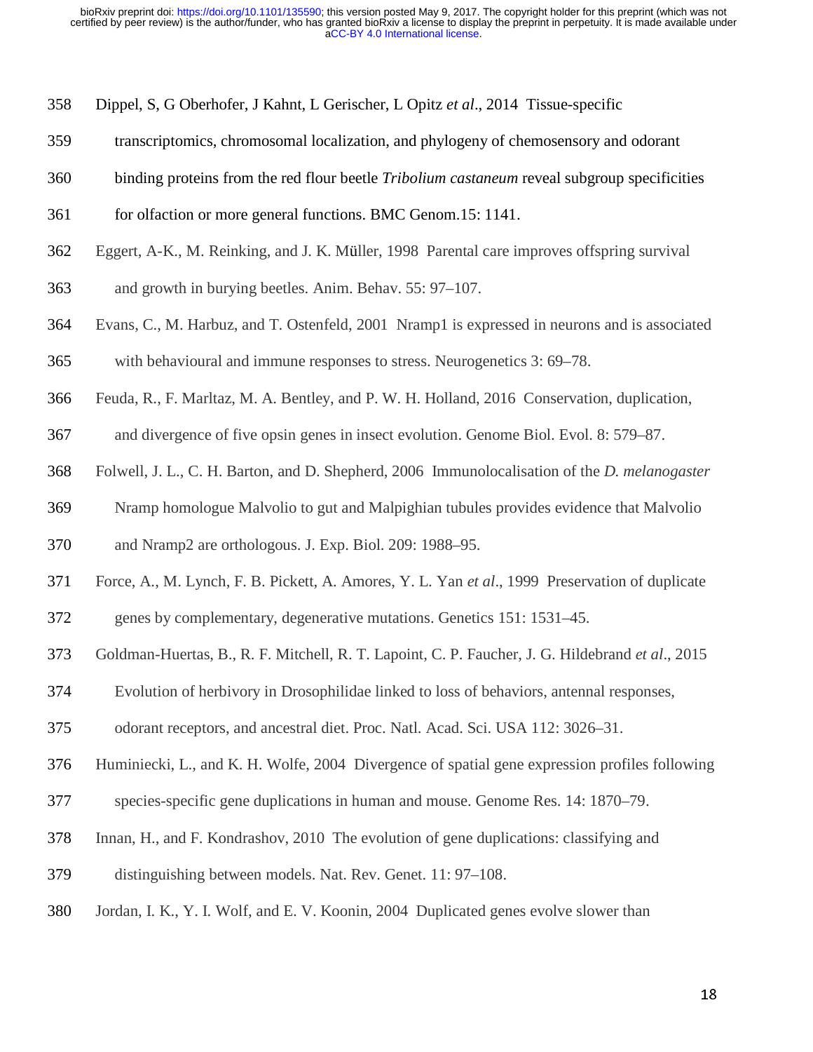Dippel, S, G Oberhofer, J Kahnt, L Gerischer, L Opitz *et al*., 2014 Tissue-specific transcriptomics, chromosomal localization, and phylogeny of chemosensory and odorant binding proteins from the red flour beetle *Tribolium castaneum* reveal subgroup specificities for olfaction or more general functions. BMC Genom.15: 1141.

Eggert, A-K., M. Reinking, and J. K. Müller, 1998 Parental care improves offspring survival and growth in burying beetles. Anim. Behav. 55: 97–107.

Evans, C., M. Harbuz, and T. Ostenfeld, 2001 Nramp1 is expressed in neurons and is associated with behavioural and immune responses to stress. Neurogenetics 3: 69–78.

Feuda, R., F. Marltaz, M. A. Bentley, and P. W. H. Holland, 2016 Conservation, duplication, and divergence of five opsin genes in insect evolution. Genome Biol. Evol. 8: 579–87.

Folwell, J. L., C. H. Barton, and D. Shepherd, 2006 Immunolocalisation of the *D. melanogaster* Nramp homologue Malvolio to gut and Malpighian tubules provides evidence that Malvolio and Nramp2 are orthologous. J. Exp. Biol. 209: 1988–95.

Force, A., M. Lynch, F. B. Pickett, A. Amores, Y. L. Yan *et al*., 1999 Preservation of duplicate genes by complementary, degenerative mutations. Genetics 151: 1531–45.

Goldman-Huertas, B., R. F. Mitchell, R. T. Lapoint, C. P. Faucher, J. G. Hildebrand *et al*., 2015 Evolution of herbivory in Drosophilidae linked to loss of behaviors, antennal responses, odorant receptors, and ancestral diet. Proc. Natl. Acad. Sci. USA 112: 3026–31.

Huminiecki, L., and K. H. Wolfe, 2004 Divergence of spatial gene expression profiles following species-specific gene duplications in human and mouse. Genome Res. 14: 1870–79.

Innan, H., and F. Kondrashov, 2010 The evolution of gene duplications: classifying and distinguishing between models. Nat. Rev. Genet. 11: 97–108.

Jordan, I. K., Y. I. Wolf, and E. V. Koonin, 2004 Duplicated genes evolve slower than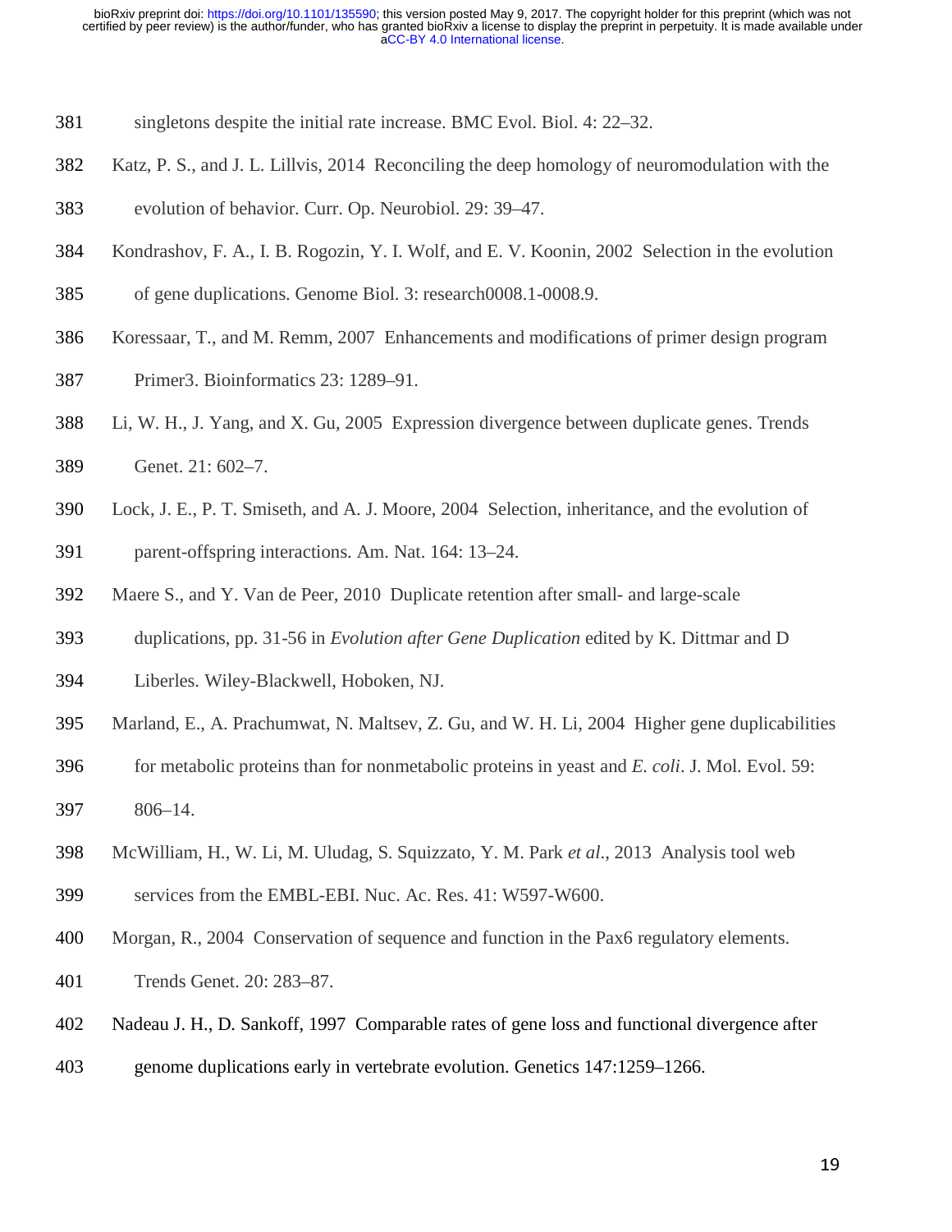singletons despite the initial rate increase. BMC Evol. Biol. 4: 22–32.

Katz, P. S., and J. L. Lillvis, 2014 Reconciling the deep homology of neuromodulation with the evolution of behavior. Curr. Op. Neurobiol. 29: 39–47.

Kondrashov, F. A., I. B. Rogozin, Y. I. Wolf, and E. V. Koonin, 2002 Selection in the evolution of gene duplications. Genome Biol. 3: research0008.1-0008.9.

Koressaar, T., and M. Remm, 2007 Enhancements and modifications of primer design program Primer3. Bioinformatics 23: 1289–91.

Li, W. H., J. Yang, and X. Gu, 2005 Expression divergence between duplicate genes. Trends Genet. 21: 602–7.

Lock, J. E., P. T. Smiseth, and A. J. Moore, 2004 Selection, inheritance, and the evolution of parent-offspring interactions. Am. Nat. 164: 13–24.

Maere S., and Y. Van de Peer, 2010 Duplicate retention after small- and large-scale duplications, pp. 31-56 in *Evolution after Gene Duplication* edited by K. Dittmar and D Liberles. Wiley-Blackwell, Hoboken, NJ.

Marland, E., A. Prachumwat, N. Maltsev, Z. Gu, and W. H. Li, 2004 Higher gene duplicabilities for metabolic proteins than for nonmetabolic proteins in yeast and *E. coli*. J. Mol. Evol. 59: 806–14.

McWilliam, H., W. Li, M. Uludag, S. Squizzato, Y. M. Park *et al*., 2013 Analysis tool web services from the EMBL-EBI. Nuc. Ac. Res. 41: W597-W600.

Morgan, R., 2004 Conservation of sequence and function in the Pax6 regulatory elements. Trends Genet. 20: 283–87.

Nadeau J. H., D. Sankoff, 1997 Comparable rates of gene loss and functional divergence after genome duplications early in vertebrate evolution. Genetics 147:1259–1266.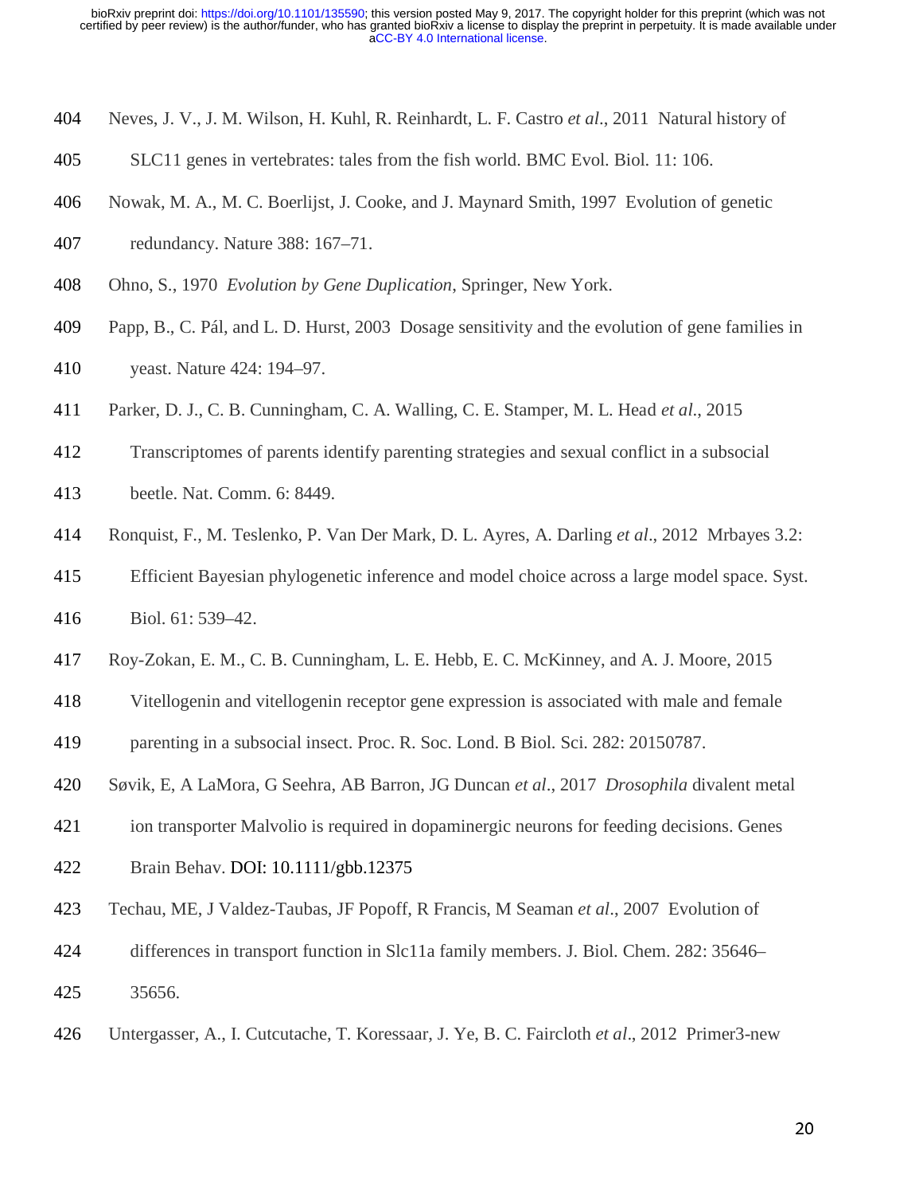Neves, J. V., J. M. Wilson, H. Kuhl, R. Reinhardt, L. F. Castro *et al*., 2011 Natural history of SLC11 genes in vertebrates: tales from the fish world. BMC Evol. Biol. 11: 106.

Nowak, M. A., M. C. Boerlijst, J. Cooke, and J. Maynard Smith, 1997 Evolution of genetic redundancy. Nature 388: 167–71.

Ohno, S., 1970 *Evolution by Gene Duplication*, Springer, New York.

Papp, B., C. Pál, and L. D. Hurst, 2003 Dosage sensitivity and the evolution of gene families in yeast. Nature 424: 194–97.

Parker, D. J., C. B. Cunningham, C. A. Walling, C. E. Stamper, M. L. Head *et al*., 2015 Transcriptomes of parents identify parenting strategies and sexual conflict in a subsocial beetle. Nat. Comm. 6: 8449.

Ronquist, F., M. Teslenko, P. Van Der Mark, D. L. Ayres, A. Darling *et al*., 2012 Mrbayes 3.2: Efficient Bayesian phylogenetic inference and model choice across a large model space. Syst. Biol. 61: 539–42.

Roy-Zokan, E. M., C. B. Cunningham, L. E. Hebb, E. C. McKinney, and A. J. Moore, 2015 Vitellogenin and vitellogenin receptor gene expression is associated with male and female parenting in a subsocial insect. Proc. R. Soc. Lond. B Biol. Sci. 282: 20150787.

Søvik, E, A LaMora, G Seehra, AB Barron, JG Duncan *et al*., 2017 *Drosophila* divalent metal ion transporter Malvolio is required in dopaminergic neurons for feeding decisions. Genes Brain Behav. DOI: 10.1111/gbb.12375

Techau, ME, J Valdez-Taubas, JF Popoff, R Francis, M Seaman *et al*., 2007 Evolution of differences in transport function in Slc11a family members. J. Biol. Chem. 282: 35646–35656.

Untergasser, A., I. Cutcutache, T. Koressaar, J. Ye, B. C. Faircloth *et al*., 2012 Primer3-new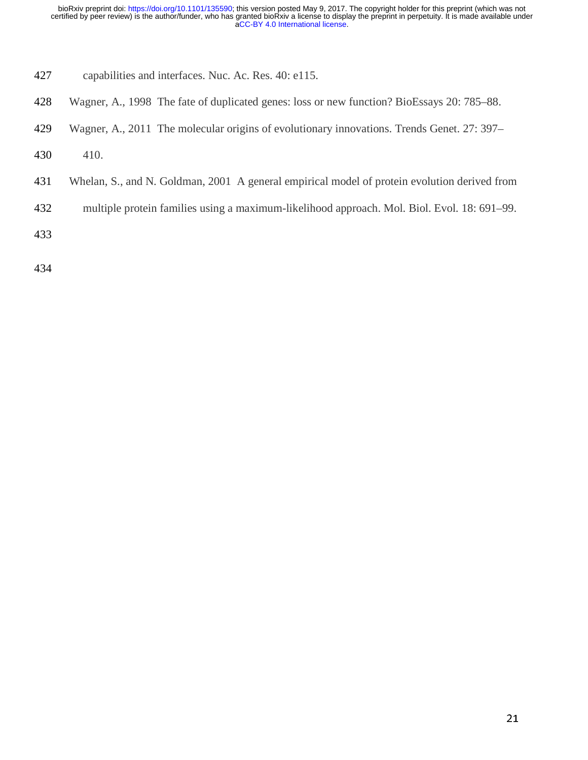capabilities and interfaces. Nuc. Ac. Res. 40: e115.

Wagner, A., 1998 The fate of duplicated genes: loss or new function? BioEssays 20: 785–88.

Wagner, A., 2011 The molecular origins of evolutionary innovations. Trends Genet. 27: 397–410.

Whelan, S., and N. Goldman, 2001 A general empirical model of protein evolution derived from multiple protein families using a maximum-likelihood approach. Mol. Biol. Evol. 18: 691–99.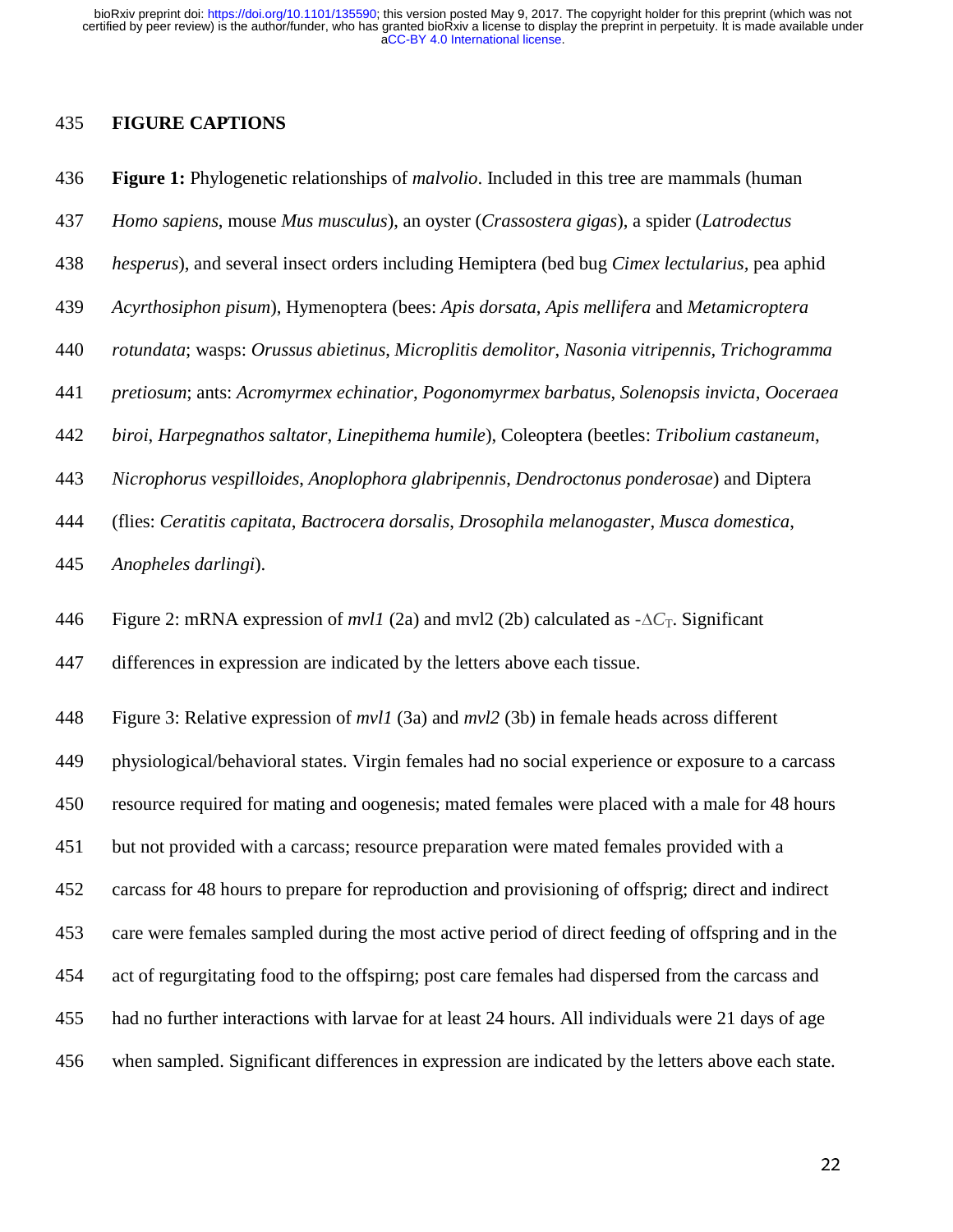## FIGURE CAPTIONS

**Figure 1:** Phylogenetic relationships of *malvolio*. Included in this tree are mammals (human *Homo sapiens*, mouse *Mus musculus*), an oyster (*Crassostera gigas*), a spider (*Latrodectus hesperus*), and several insect orders including Hemiptera (bed bug *Cimex lectularius*, pea aphid *Acyrthosiphon pisum*), Hymenoptera (bees: *Apis dorsata*, *Apis mellifera* and *Metamicroptera rotundata*; wasps: *Orussus abietinus*, *Microplitis demolitor*, *Nasonia vitripennis*, *Trichogramma pretiosum*; ants: *Acromyrmex echinatior*, *Pogonomyrmex barbatus*, *Solenopsis invicta*, *Ooceraea biroi*, *Harpegnathos saltator*, *Linepithema humile*), Coleoptera (beetles: *Tribolium castaneum*, *Nicrophorus vespilloides*, *Anoplophora glabripennis*, *Dendroctonus ponderosae*) and Diptera (flies: *Ceratitis capitata*, *Bactrocera dorsalis*, *Drosophila melanogaster*, *Musca domestica*, *Anopheles darlingi*).

Figure 2: mRNA expression of *mvl1* (2a) and mvl2 (2b) calculated as $-\Delta C_T$. Significant differences in expression are indicated by the letters above each tissue.

Figure 3: Relative expression of *mvl1* (3a) and *mvl2* (3b) in female heads across different physiological/behavioral states. Virgin females had no social experience or exposure to a carcass resource required for mating and oogenesis; mated females were placed with a male for 48 hours but not provided with a carcass; resource preparation were mated females provided with a carcass for 48 hours to prepare for reproduction and provisioning of offsprig; direct and indirect care were females sampled during the most active period of direct feeding of offspring and in the act of regurgitating food to the offspirng; post care females had dispersed from the carcass and had no further interactions with larvae for at least 24 hours. All individuals were 21 days of age when sampled. Significant differences in expression are indicated by the letters above each state.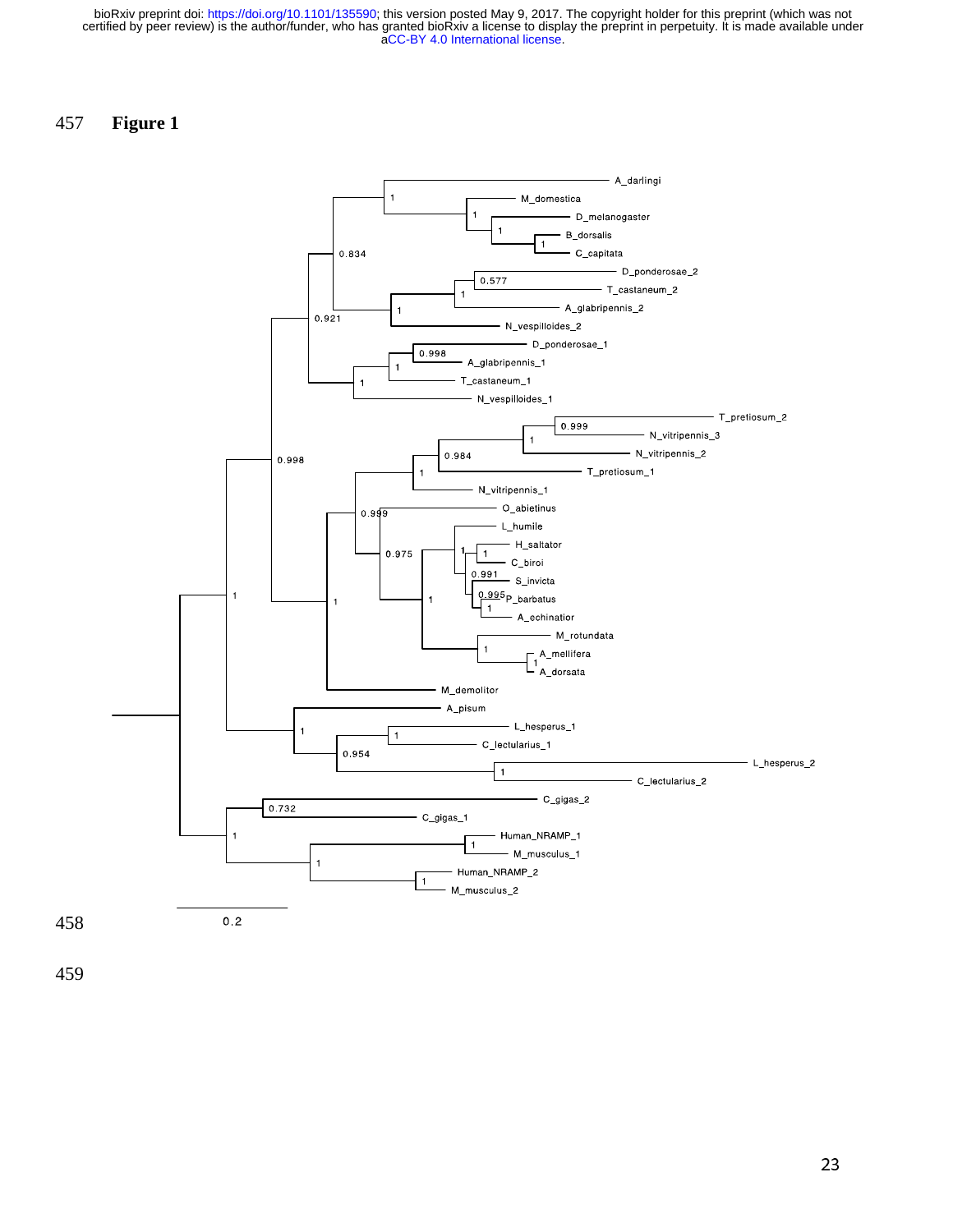457 **Figure 1**

458

459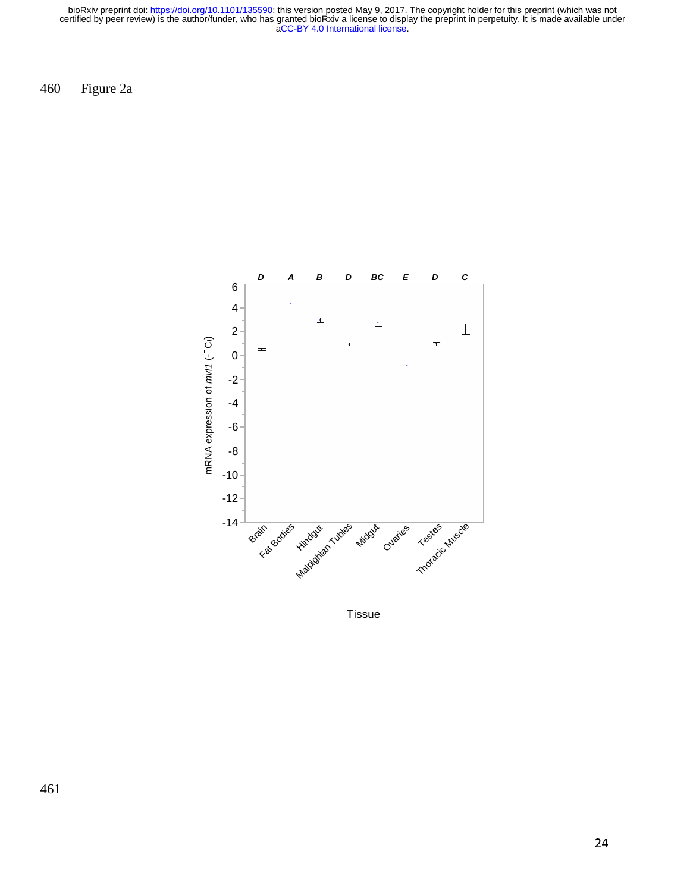Figure 2a

D A B D BC E D C

mRNA expression of *mvl1* (-ΔCt)

Brain, Fat Bodies, Hindgut, Malpighian Tubles, Midgut, Ovaries, Testes, Thoracic Muscle

Tissue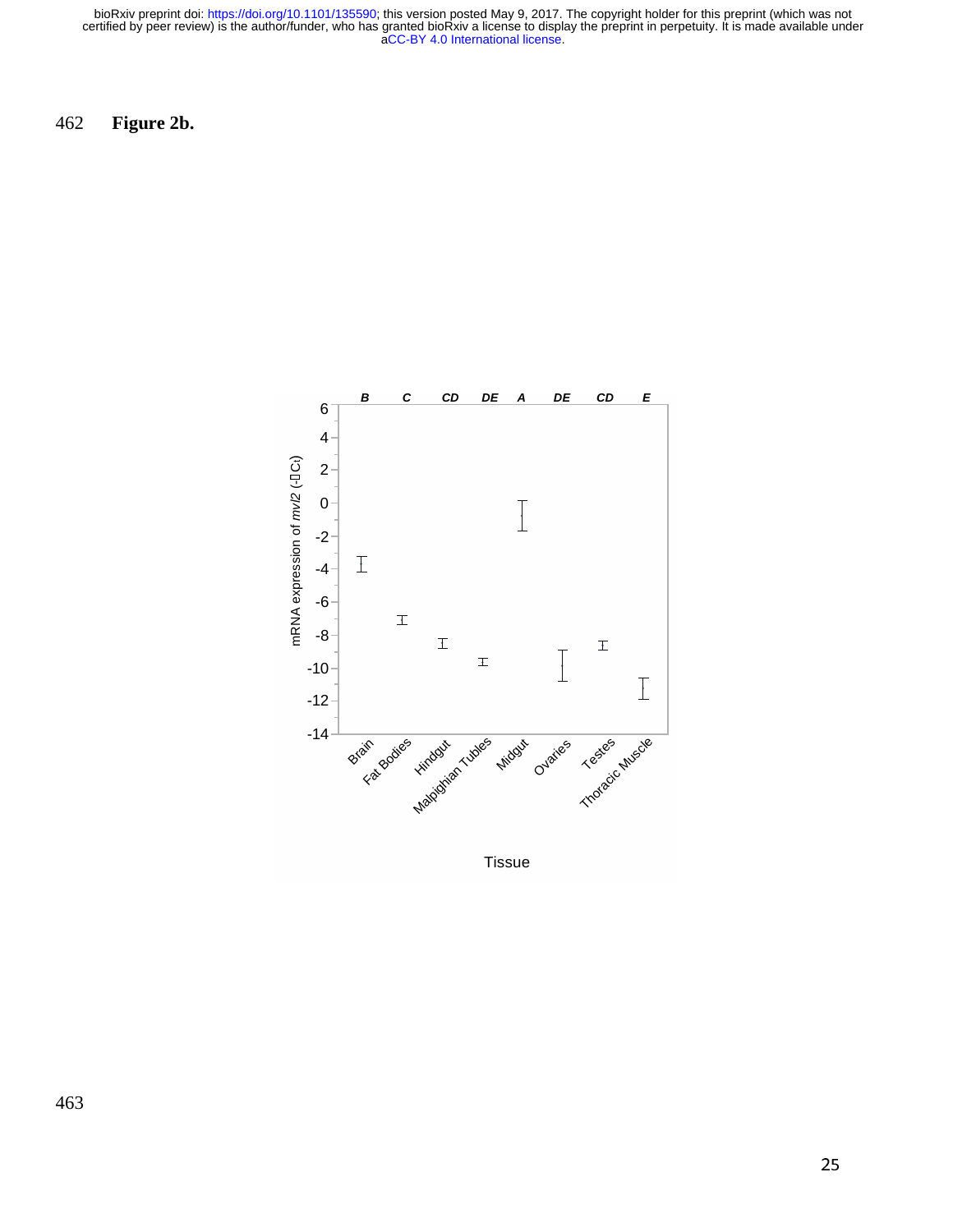**Figure 2b.**

B C CD DE A DE CD E

mRNA expression of *mvl2* (-ΔCt)

6
4
2
0
-2
-4
-6
-8
-10
-12
-14

Brain Fat Bodies Hindgut Malpighian Tubles Midgut Ovaries Testes Thoracic Muscle

Tissue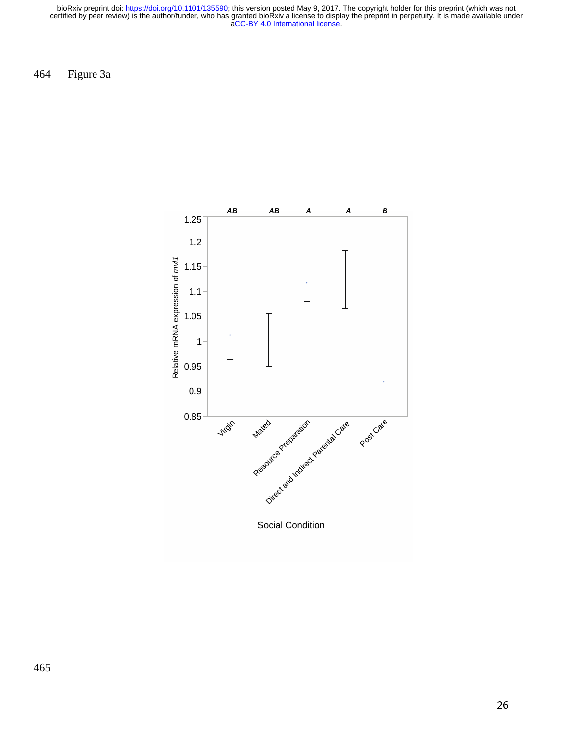Figure 3a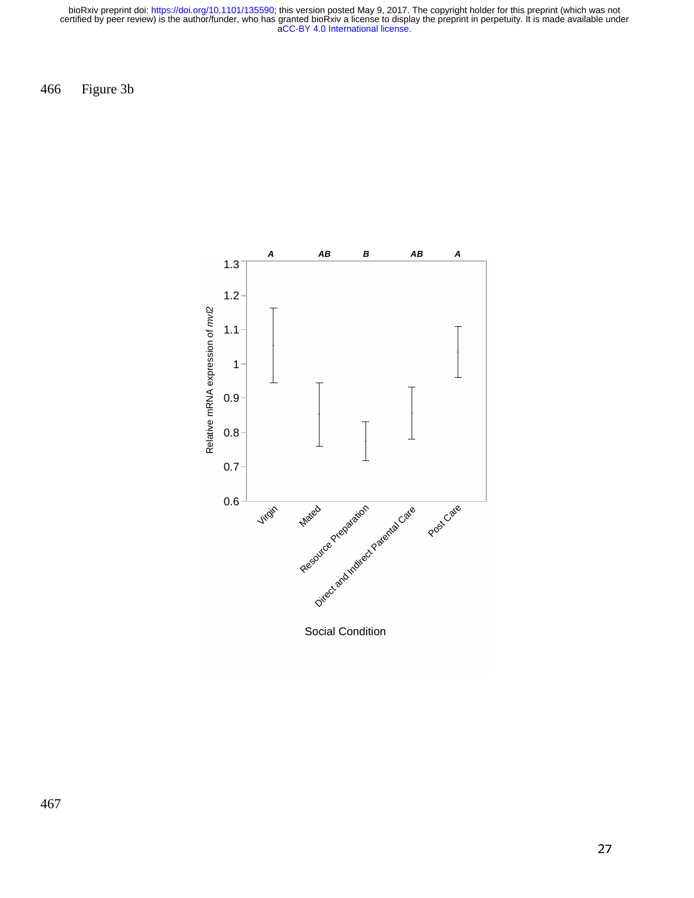Figure 3b

A AB B AB A

1.3
1.2
1.1
1
0.9
0.8
0.7
0.6

Relative mRNA expression of *mvl2*

Virgin
Mated
Resource Preparation
Direct and Indirect Parental Care
Post Care

Social Condition